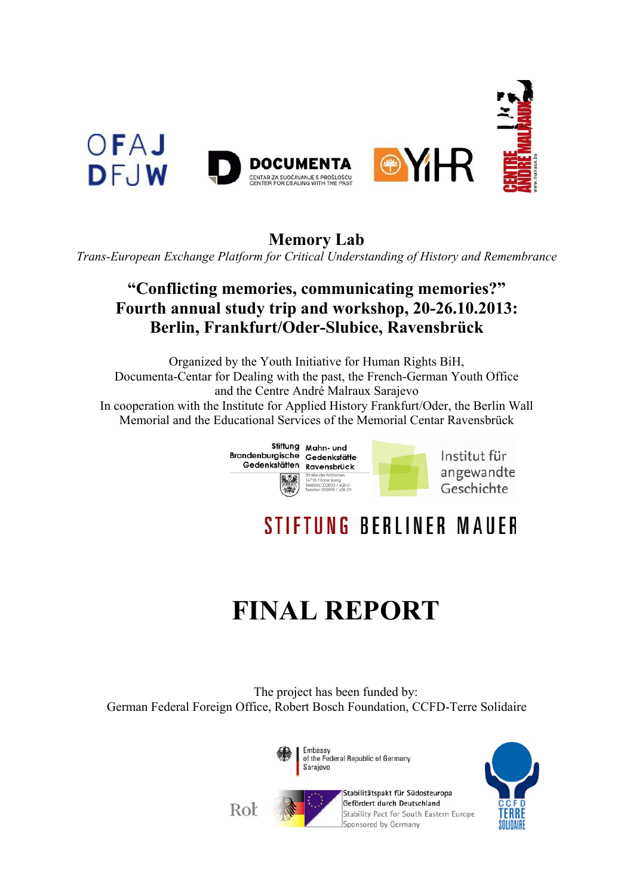OFAJ
DFJW

DOCUMENTA
CENTAR ZA SUOČAVANJE S PROŠLOŠĆU
CENTER FOR DEALING WITH THE PAST

YIHR

CENTRE ANDRE MALRAUX
www.malraux.ba

# Memory Lab

*Trans-European Exchange Platform for Critical Understanding of History and Remembrance*

## "Conflicting memories, communicating memories?"
## Fourth annual study trip and workshop, 20-26.10.2013:
## Berlin, Frankfurt/Oder-Slubice, Ravensbrück

Organized by the Youth Initiative for Human Rights BiH,
Documenta-Centar for Dealing with the past, the French-German Youth Office
and the Centre André Malraux Sarajevo
In cooperation with the Institute for Applied History Frankfurt/Oder, the Berlin Wall
Memorial and the Educational Services of the Memorial Centar Ravensbrück

Stiftung Brandenburgische Gedenkstätten
Mahn- und Gedenkstätte Ravensbrück
Straße der Nationen
16798 Fürstenberg
Telefon 033093 / 608-0
Telefax 033093 / 608-29

Institut für angewandte Geschichte

STIFTUNG BERLINER MAUER

# FINAL REPORT

The project has been funded by:
German Federal Foreign Office, Robert Bosch Foundation, CCFD-Terre Solidaire

Embassy
of the Federal Republic of Germany
Sarajevo

Rob

Stabilitätspakt für Südosteuropa
Gefördert durch Deutschland
Stability Pact for South Eastern Europe
Sponsored by Germany

CCFD
TERRE
SOLIDAIRE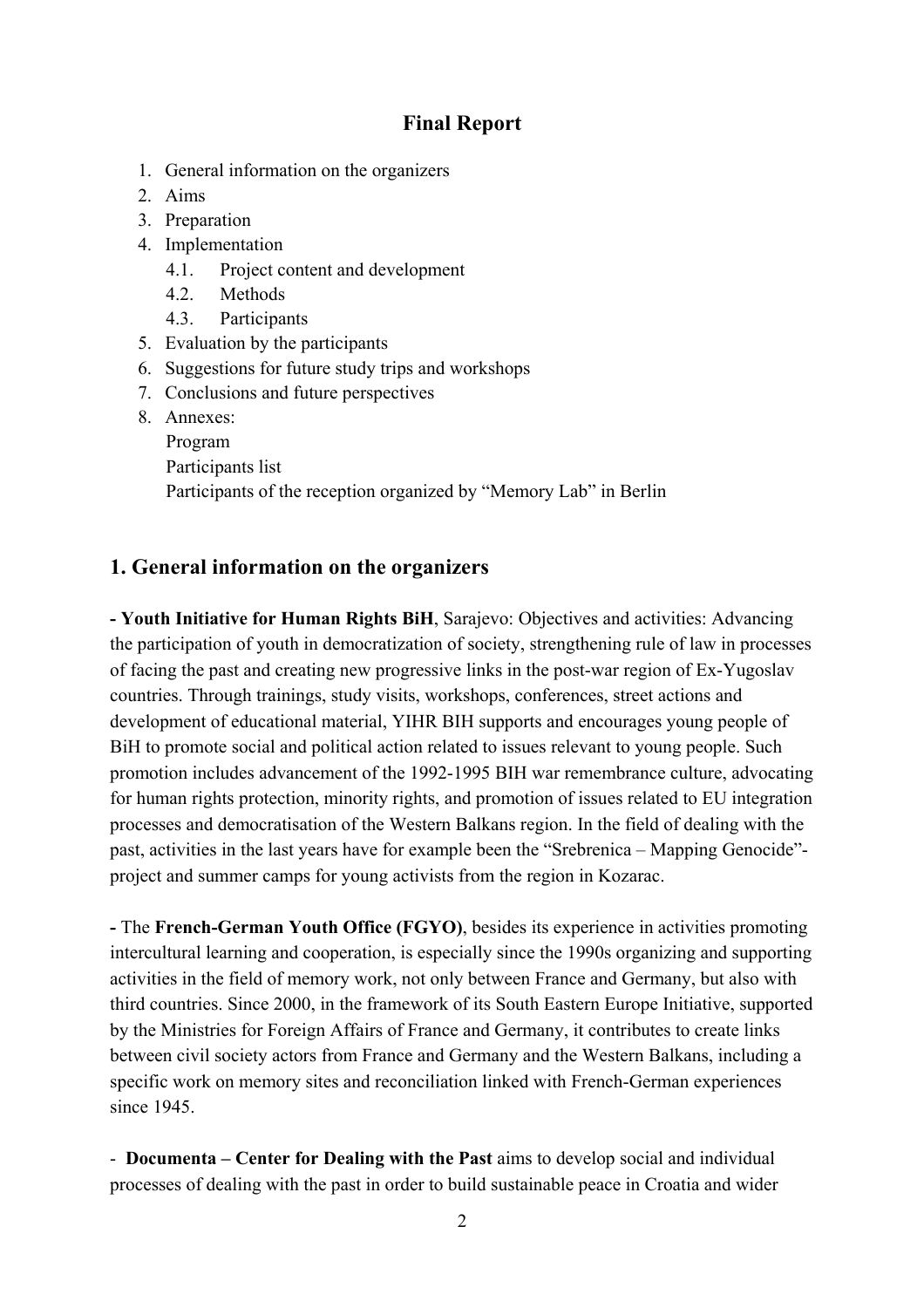## Final Report

1. General information on the organizers
2. Aims
3. Preparation
4. Implementation
   4.1. Project content and development
   4.2. Methods
   4.3. Participants
5. Evaluation by the participants
6. Suggestions for future study trips and workshops
7. Conclusions and future perspectives
8. Annexes:
   Program
   Participants list
   Participants of the reception organized by "Memory Lab" in Berlin

## 1. General information on the organizers

**- Youth Initiative for Human Rights BiH**, Sarajevo: Objectives and activities: Advancing the participation of youth in democratization of society, strengthening rule of law in processes of facing the past and creating new progressive links in the post-war region of Ex-Yugoslav countries. Through trainings, study visits, workshops, conferences, street actions and development of educational material, YIHR BIH supports and encourages young people of BiH to promote social and political action related to issues relevant to young people. Such promotion includes advancement of the 1992-1995 BIH war remembrance culture, advocating for human rights protection, minority rights, and promotion of issues related to EU integration processes and democratisation of the Western Balkans region. In the field of dealing with the past, activities in the last years have for example been the "Srebrenica – Mapping Genocide"-project and summer camps for young activists from the region in Kozarac.

**-** The **French-German Youth Office (FGYO)**, besides its experience in activities promoting intercultural learning and cooperation, is especially since the 1990s organizing and supporting activities in the field of memory work, not only between France and Germany, but also with third countries. Since 2000, in the framework of its South Eastern Europe Initiative, supported by the Ministries for Foreign Affairs of France and Germany, it contributes to create links between civil society actors from France and Germany and the Western Balkans, including a specific work on memory sites and reconciliation linked with French-German experiences since 1945.

- **Documenta – Center for Dealing with the Past** aims to develop social and individual processes of dealing with the past in order to build sustainable peace in Croatia and wider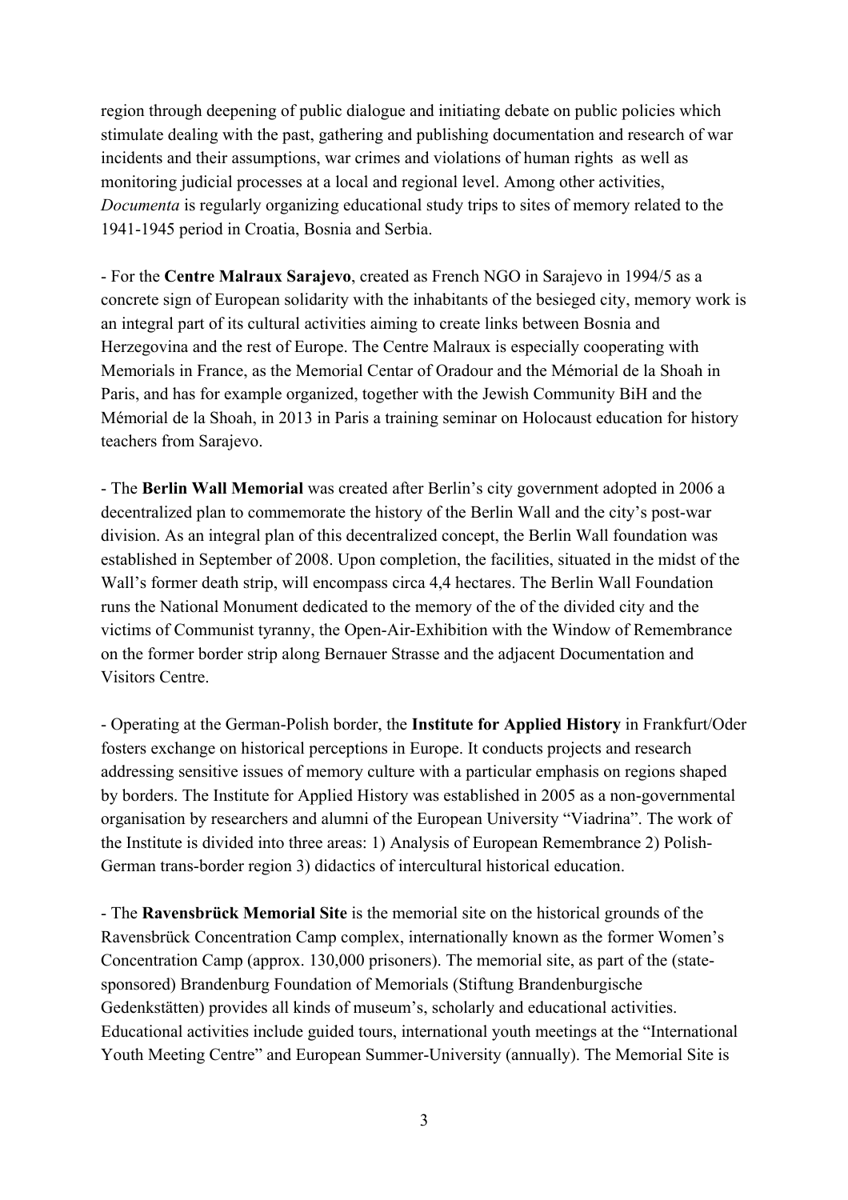region through deepening of public dialogue and initiating debate on public policies which stimulate dealing with the past, gathering and publishing documentation and research of war incidents and their assumptions, war crimes and violations of human rights as well as monitoring judicial processes at a local and regional level. Among other activities, *Documenta* is regularly organizing educational study trips to sites of memory related to the 1941-1945 period in Croatia, Bosnia and Serbia.

- For the **Centre Malraux Sarajevo**, created as French NGO in Sarajevo in 1994/5 as a concrete sign of European solidarity with the inhabitants of the besieged city, memory work is an integral part of its cultural activities aiming to create links between Bosnia and Herzegovina and the rest of Europe. The Centre Malraux is especially cooperating with Memorials in France, as the Memorial Centar of Oradour and the Mémorial de la Shoah in Paris, and has for example organized, together with the Jewish Community BiH and the Mémorial de la Shoah, in 2013 in Paris a training seminar on Holocaust education for history teachers from Sarajevo.

- The **Berlin Wall Memorial** was created after Berlin's city government adopted in 2006 a decentralized plan to commemorate the history of the Berlin Wall and the city's post-war division. As an integral plan of this decentralized concept, the Berlin Wall foundation was established in September of 2008. Upon completion, the facilities, situated in the midst of the Wall's former death strip, will encompass circa 4,4 hectares. The Berlin Wall Foundation runs the National Monument dedicated to the memory of the of the divided city and the victims of Communist tyranny, the Open-Air-Exhibition with the Window of Remembrance on the former border strip along Bernauer Strasse and the adjacent Documentation and Visitors Centre.

- Operating at the German-Polish border, the **Institute for Applied History** in Frankfurt/Oder fosters exchange on historical perceptions in Europe. It conducts projects and research addressing sensitive issues of memory culture with a particular emphasis on regions shaped by borders. The Institute for Applied History was established in 2005 as a non-governmental organisation by researchers and alumni of the European University "Viadrina". The work of the Institute is divided into three areas: 1) Analysis of European Remembrance 2) Polish-German trans-border region 3) didactics of intercultural historical education.

- The **Ravensbrück Memorial Site** is the memorial site on the historical grounds of the Ravensbrück Concentration Camp complex, internationally known as the former Women's Concentration Camp (approx. 130,000 prisoners). The memorial site, as part of the (state-sponsored) Brandenburg Foundation of Memorials (Stiftung Brandenburgische Gedenkstätten) provides all kinds of museum's, scholarly and educational activities. Educational activities include guided tours, international youth meetings at the "International Youth Meeting Centre" and European Summer-University (annually). The Memorial Site is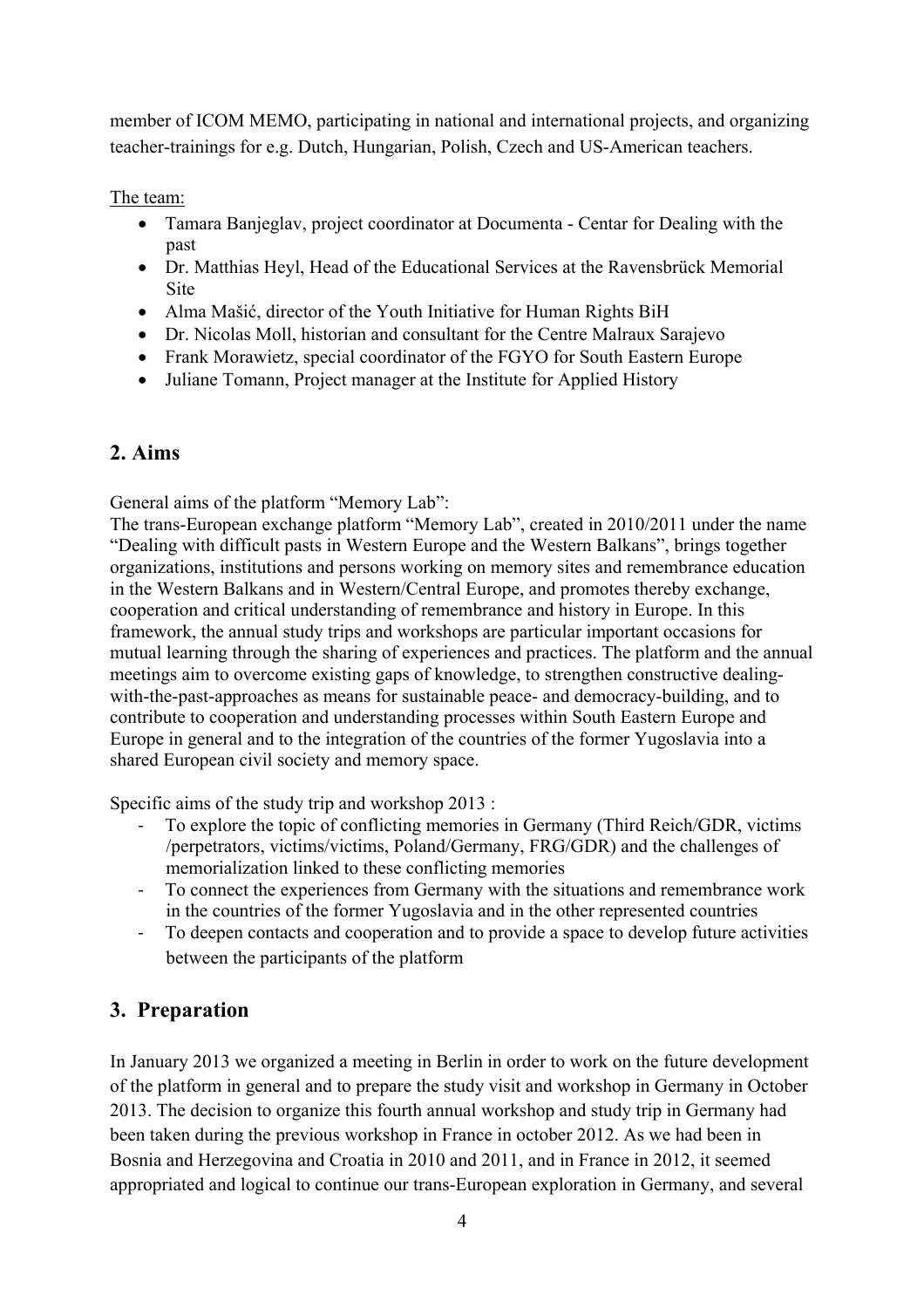member of ICOM MEMO, participating in national and international projects, and organizing teacher-trainings for e.g. Dutch, Hungarian, Polish, Czech and US-American teachers.

The team:

- Tamara Banjeglav, project coordinator at Documenta - Centar for Dealing with the past
- Dr. Matthias Heyl, Head of the Educational Services at the Ravensbrück Memorial Site
- Alma Mašić, director of the Youth Initiative for Human Rights BiH
- Dr. Nicolas Moll, historian and consultant for the Centre Malraux Sarajevo
- Frank Morawietz, special coordinator of the FGYO for South Eastern Europe
- Juliane Tomann, Project manager at the Institute for Applied History

## 2. Aims

General aims of the platform "Memory Lab":
The trans-European exchange platform "Memory Lab", created in 2010/2011 under the name "Dealing with difficult pasts in Western Europe and the Western Balkans", brings together organizations, institutions and persons working on memory sites and remembrance education in the Western Balkans and in Western/Central Europe, and promotes thereby exchange, cooperation and critical understanding of remembrance and history in Europe. In this framework, the annual study trips and workshops are particular important occasions for mutual learning through the sharing of experiences and practices. The platform and the annual meetings aim to overcome existing gaps of knowledge, to strengthen constructive dealing-with-the-past-approaches as means for sustainable peace- and democracy-building, and to contribute to cooperation and understanding processes within South Eastern Europe and Europe in general and to the integration of the countries of the former Yugoslavia into a shared European civil society and memory space.

Specific aims of the study trip and workshop 2013 :

- To explore the topic of conflicting memories in Germany (Third Reich/GDR, victims /perpetrators, victims/victims, Poland/Germany, FRG/GDR) and the challenges of memorialization linked to these conflicting memories
- To connect the experiences from Germany with the situations and remembrance work in the countries of the former Yugoslavia and in the other represented countries
- To deepen contacts and cooperation and to provide a space to develop future activities between the participants of the platform

## 3. Preparation

In January 2013 we organized a meeting in Berlin in order to work on the future development of the platform in general and to prepare the study visit and workshop in Germany in October 2013. The decision to organize this fourth annual workshop and study trip in Germany had been taken during the previous workshop in France in october 2012. As we had been in Bosnia and Herzegovina and Croatia in 2010 and 2011, and in France in 2012, it seemed appropriated and logical to continue our trans-European exploration in Germany, and several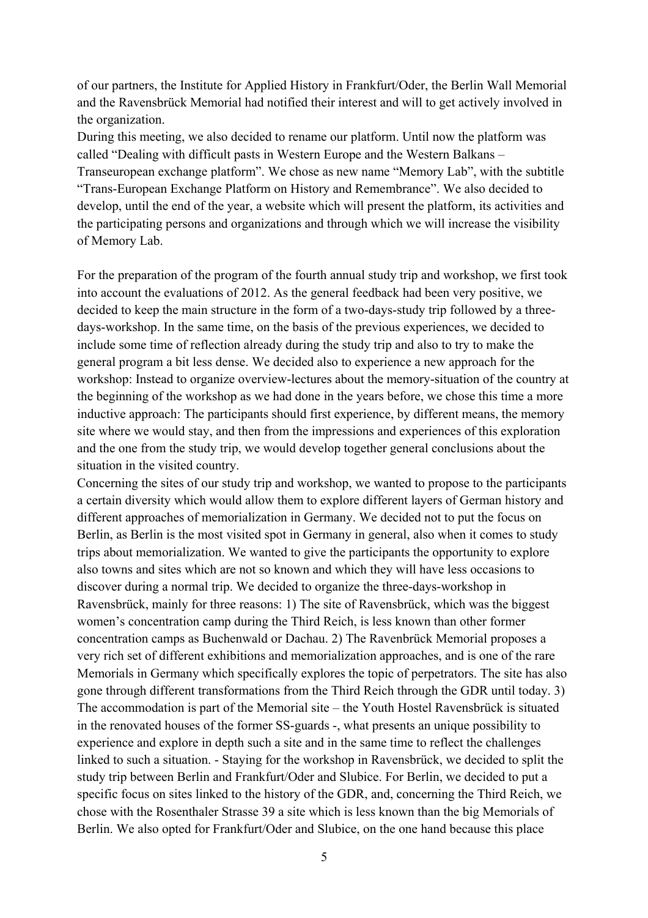of our partners, the Institute for Applied History in Frankfurt/Oder, the Berlin Wall Memorial and the Ravensbrück Memorial had notified their interest and will to get actively involved in the organization.

During this meeting, we also decided to rename our platform. Until now the platform was called "Dealing with difficult pasts in Western Europe and the Western Balkans – Transeuropean exchange platform". We chose as new name "Memory Lab", with the subtitle "Trans-European Exchange Platform on History and Remembrance". We also decided to develop, until the end of the year, a website which will present the platform, its activities and the participating persons and organizations and through which we will increase the visibility of Memory Lab.

For the preparation of the program of the fourth annual study trip and workshop, we first took into account the evaluations of 2012. As the general feedback had been very positive, we decided to keep the main structure in the form of a two-days-study trip followed by a three-days-workshop. In the same time, on the basis of the previous experiences, we decided to include some time of reflection already during the study trip and also to try to make the general program a bit less dense. We decided also to experience a new approach for the workshop: Instead to organize overview-lectures about the memory-situation of the country at the beginning of the workshop as we had done in the years before, we chose this time a more inductive approach: The participants should first experience, by different means, the memory site where we would stay, and then from the impressions and experiences of this exploration and the one from the study trip, we would develop together general conclusions about the situation in the visited country.

Concerning the sites of our study trip and workshop, we wanted to propose to the participants a certain diversity which would allow them to explore different layers of German history and different approaches of memorialization in Germany. We decided not to put the focus on Berlin, as Berlin is the most visited spot in Germany in general, also when it comes to study trips about memorialization. We wanted to give the participants the opportunity to explore also towns and sites which are not so known and which they will have less occasions to discover during a normal trip. We decided to organize the three-days-workshop in Ravensbrück, mainly for three reasons: 1) The site of Ravensbrück, which was the biggest women's concentration camp during the Third Reich, is less known than other former concentration camps as Buchenwald or Dachau. 2) The Ravenbrück Memorial proposes a very rich set of different exhibitions and memorialization approaches, and is one of the rare Memorials in Germany which specifically explores the topic of perpetrators. The site has also gone through different transformations from the Third Reich through the GDR until today. 3) The accommodation is part of the Memorial site – the Youth Hostel Ravensbrück is situated in the renovated houses of the former SS-guards -, what presents an unique possibility to experience and explore in depth such a site and in the same time to reflect the challenges linked to such a situation. - Staying for the workshop in Ravensbrück, we decided to split the study trip between Berlin and Frankfurt/Oder and Slubice. For Berlin, we decided to put a specific focus on sites linked to the history of the GDR, and, concerning the Third Reich, we chose with the Rosenthaler Strasse 39 a site which is less known than the big Memorials of Berlin. We also opted for Frankfurt/Oder and Slubice, on the one hand because this place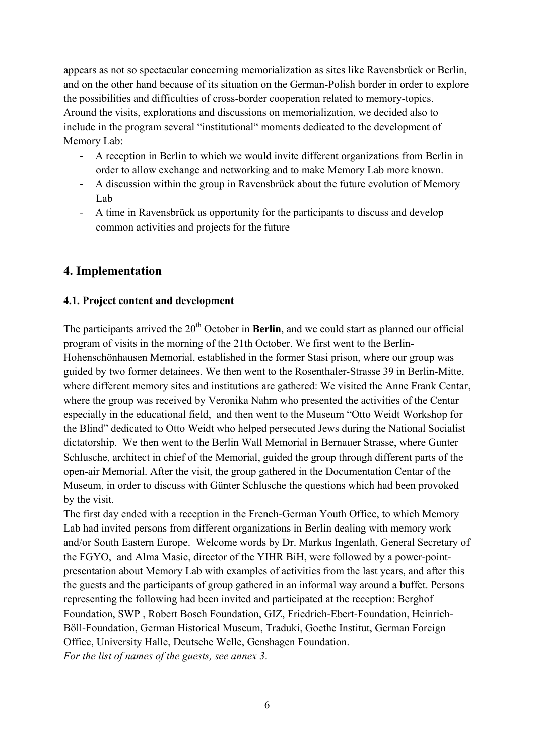appears as not so spectacular concerning memorialization as sites like Ravensbrück or Berlin, and on the other hand because of its situation on the German-Polish border in order to explore the possibilities and difficulties of cross-border cooperation related to memory-topics. Around the visits, explorations and discussions on memorialization, we decided also to include in the program several "institutional" moments dedicated to the development of Memory Lab:

- A reception in Berlin to which we would invite different organizations from Berlin in order to allow exchange and networking and to make Memory Lab more known.
- A discussion within the group in Ravensbrück about the future evolution of Memory Lab
- A time in Ravensbrück as opportunity for the participants to discuss and develop common activities and projects for the future

## 4. Implementation

### 4.1. Project content and development

The participants arrived the 20th October in **Berlin**, and we could start as planned our official program of visits in the morning of the 21th October. We first went to the Berlin-Hohenschönhausen Memorial, established in the former Stasi prison, where our group was guided by two former detainees. We then went to the Rosenthaler-Strasse 39 in Berlin-Mitte, where different memory sites and institutions are gathered: We visited the Anne Frank Centar, where the group was received by Veronika Nahm who presented the activities of the Centar especially in the educational field, and then went to the Museum "Otto Weidt Workshop for the Blind" dedicated to Otto Weidt who helped persecuted Jews during the National Socialist dictatorship. We then went to the Berlin Wall Memorial in Bernauer Strasse, where Gunter Schlusche, architect in chief of the Memorial, guided the group through different parts of the open-air Memorial. After the visit, the group gathered in the Documentation Centar of the Museum, in order to discuss with Günter Schlusche the questions which had been provoked by the visit.

The first day ended with a reception in the French-German Youth Office, to which Memory Lab had invited persons from different organizations in Berlin dealing with memory work and/or South Eastern Europe. Welcome words by Dr. Markus Ingenlath, General Secretary of the FGYO, and Alma Masic, director of the YIHR BiH, were followed by a power-point-presentation about Memory Lab with examples of activities from the last years, and after this the guests and the participants of group gathered in an informal way around a buffet. Persons representing the following had been invited and participated at the reception: Berghof Foundation, SWP , Robert Bosch Foundation, GIZ, Friedrich-Ebert-Foundation, Heinrich-Böll-Foundation, German Historical Museum, Traduki, Goethe Institut, German Foreign Office, University Halle, Deutsche Welle, Genshagen Foundation.

*For the list of names of the guests, see annex 3.*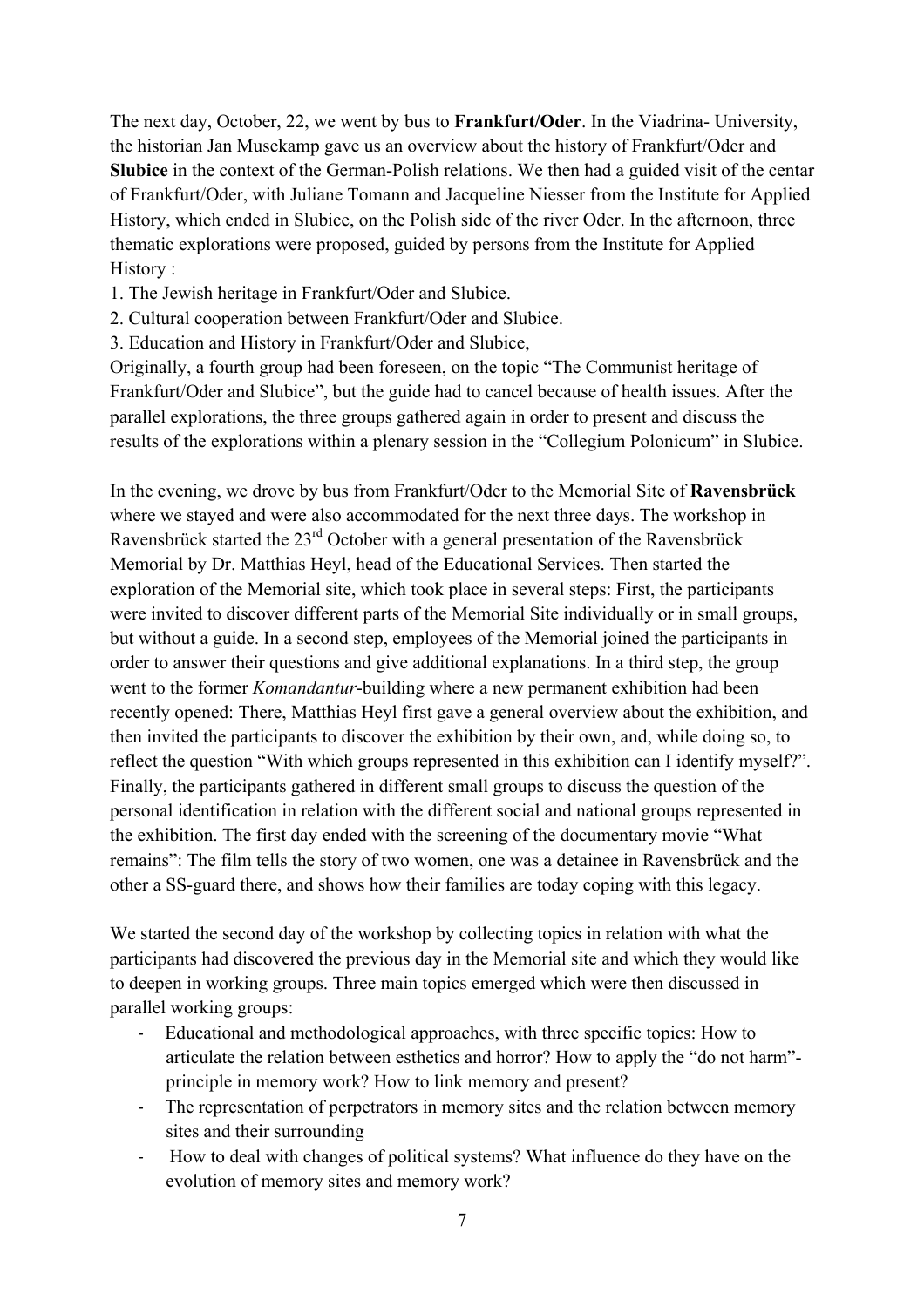The next day, October, 22, we went by bus to **Frankfurt/Oder**. In the Viadrina- University, the historian Jan Musekamp gave us an overview about the history of Frankfurt/Oder and **Slubice** in the context of the German-Polish relations. We then had a guided visit of the centar of Frankfurt/Oder, with Juliane Tomann and Jacqueline Niesser from the Institute for Applied History, which ended in Slubice, on the Polish side of the river Oder. In the afternoon, three thematic explorations were proposed, guided by persons from the Institute for Applied History :

1. The Jewish heritage in Frankfurt/Oder and Slubice.
2. Cultural cooperation between Frankfurt/Oder and Slubice.
3. Education and History in Frankfurt/Oder and Slubice,

Originally, a fourth group had been foreseen, on the topic "The Communist heritage of Frankfurt/Oder and Slubice", but the guide had to cancel because of health issues. After the parallel explorations, the three groups gathered again in order to present and discuss the results of the explorations within a plenary session in the "Collegium Polonicum" in Slubice.

In the evening, we drove by bus from Frankfurt/Oder to the Memorial Site of **Ravensbrück** where we stayed and were also accommodated for the next three days. The workshop in Ravensbrück started the 23rd October with a general presentation of the Ravensbrück Memorial by Dr. Matthias Heyl, head of the Educational Services. Then started the exploration of the Memorial site, which took place in several steps: First, the participants were invited to discover different parts of the Memorial Site individually or in small groups, but without a guide. In a second step, employees of the Memorial joined the participants in order to answer their questions and give additional explanations. In a third step, the group went to the former *Komandantur*-building where a new permanent exhibition had been recently opened: There, Matthias Heyl first gave a general overview about the exhibition, and then invited the participants to discover the exhibition by their own, and, while doing so, to reflect the question "With which groups represented in this exhibition can I identify myself?". Finally, the participants gathered in different small groups to discuss the question of the personal identification in relation with the different social and national groups represented in the exhibition. The first day ended with the screening of the documentary movie "What remains": The film tells the story of two women, one was a detainee in Ravensbrück and the other a SS-guard there, and shows how their families are today coping with this legacy.

We started the second day of the workshop by collecting topics in relation with what the participants had discovered the previous day in the Memorial site and which they would like to deepen in working groups. Three main topics emerged which were then discussed in parallel working groups:

- Educational and methodological approaches, with three specific topics: How to articulate the relation between esthetics and horror? How to apply the "do not harm"-principle in memory work? How to link memory and present?
- The representation of perpetrators in memory sites and the relation between memory sites and their surrounding
- How to deal with changes of political systems? What influence do they have on the evolution of memory sites and memory work?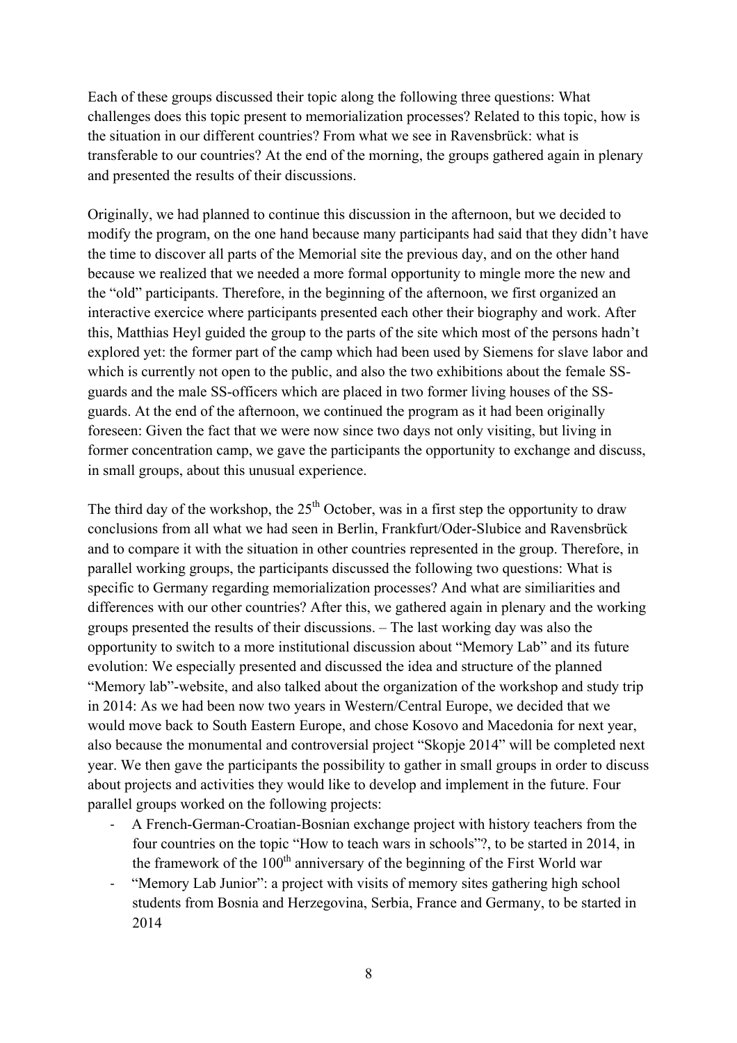Each of these groups discussed their topic along the following three questions: What challenges does this topic present to memorialization processes? Related to this topic, how is the situation in our different countries? From what we see in Ravensbrück: what is transferable to our countries? At the end of the morning, the groups gathered again in plenary and presented the results of their discussions.

Originally, we had planned to continue this discussion in the afternoon, but we decided to modify the program, on the one hand because many participants had said that they didn't have the time to discover all parts of the Memorial site the previous day, and on the other hand because we realized that we needed a more formal opportunity to mingle more the new and the "old" participants. Therefore, in the beginning of the afternoon, we first organized an interactive exercice where participants presented each other their biography and work. After this, Matthias Heyl guided the group to the parts of the site which most of the persons hadn't explored yet: the former part of the camp which had been used by Siemens for slave labor and which is currently not open to the public, and also the two exhibitions about the female SS-guards and the male SS-officers which are placed in two former living houses of the SS-guards. At the end of the afternoon, we continued the program as it had been originally foreseen: Given the fact that we were now since two days not only visiting, but living in former concentration camp, we gave the participants the opportunity to exchange and discuss, in small groups, about this unusual experience.

The third day of the workshop, the 25th October, was in a first step the opportunity to draw conclusions from all what we had seen in Berlin, Frankfurt/Oder-Slubice and Ravensbrück and to compare it with the situation in other countries represented in the group. Therefore, in parallel working groups, the participants discussed the following two questions: What is specific to Germany regarding memorialization processes? And what are similiarities and differences with our other countries? After this, we gathered again in plenary and the working groups presented the results of their discussions. – The last working day was also the opportunity to switch to a more institutional discussion about "Memory Lab" and its future evolution: We especially presented and discussed the idea and structure of the planned "Memory lab"-website, and also talked about the organization of the workshop and study trip in 2014: As we had been now two years in Western/Central Europe, we decided that we would move back to South Eastern Europe, and chose Kosovo and Macedonia for next year, also because the monumental and controversial project "Skopje 2014" will be completed next year. We then gave the participants the possibility to gather in small groups in order to discuss about projects and activities they would like to develop and implement in the future. Four parallel groups worked on the following projects:

- A French-German-Croatian-Bosnian exchange project with history teachers from the four countries on the topic "How to teach wars in schools"?, to be started in 2014, in the framework of the 100th anniversary of the beginning of the First World war
- "Memory Lab Junior": a project with visits of memory sites gathering high school students from Bosnia and Herzegovina, Serbia, France and Germany, to be started in 2014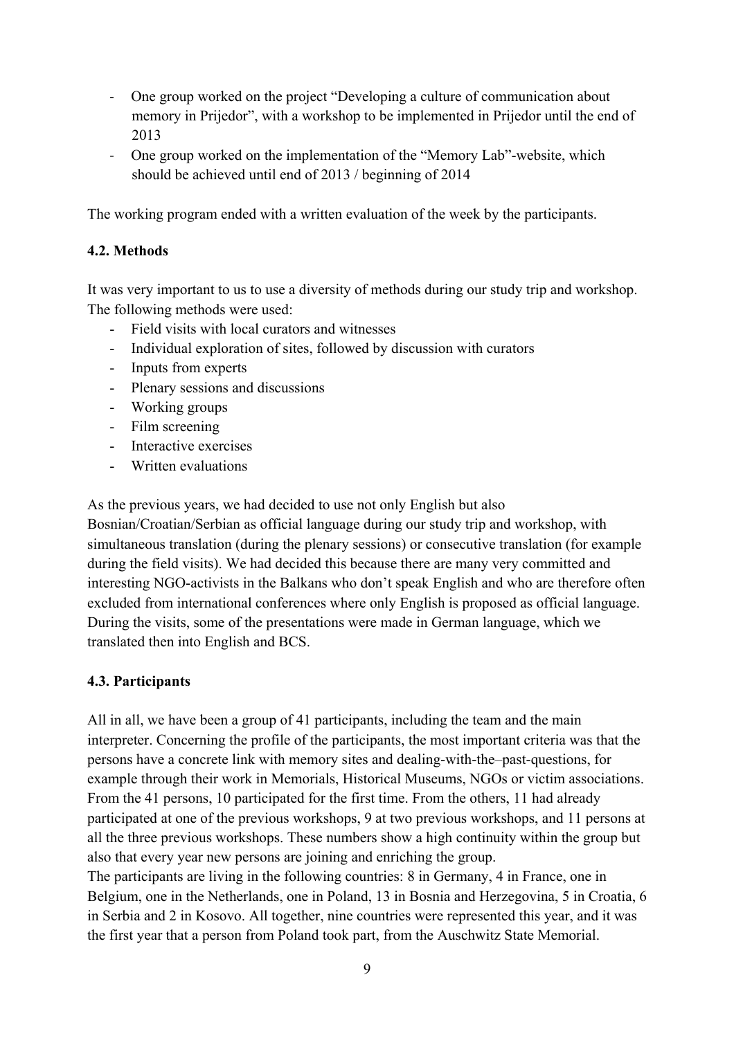- One group worked on the project "Developing a culture of communication about memory in Prijedor", with a workshop to be implemented in Prijedor until the end of 2013
- One group worked on the implementation of the "Memory Lab"-website, which should be achieved until end of 2013 / beginning of 2014

The working program ended with a written evaluation of the week by the participants.

### 4.2. Methods

It was very important to us to use a diversity of methods during our study trip and workshop. The following methods were used:

- Field visits with local curators and witnesses
- Individual exploration of sites, followed by discussion with curators
- Inputs from experts
- Plenary sessions and discussions
- Working groups
- Film screening
- Interactive exercises
- Written evaluations

As the previous years, we had decided to use not only English but also Bosnian/Croatian/Serbian as official language during our study trip and workshop, with simultaneous translation (during the plenary sessions) or consecutive translation (for example during the field visits). We had decided this because there are many very committed and interesting NGO-activists in the Balkans who don't speak English and who are therefore often excluded from international conferences where only English is proposed as official language. During the visits, some of the presentations were made in German language, which we translated then into English and BCS.

### 4.3. Participants

All in all, we have been a group of 41 participants, including the team and the main interpreter. Concerning the profile of the participants, the most important criteria was that the persons have a concrete link with memory sites and dealing-with-the–past-questions, for example through their work in Memorials, Historical Museums, NGOs or victim associations. From the 41 persons, 10 participated for the first time. From the others, 11 had already participated at one of the previous workshops, 9 at two previous workshops, and 11 persons at all the three previous workshops. These numbers show a high continuity within the group but also that every year new persons are joining and enriching the group.
The participants are living in the following countries: 8 in Germany, 4 in France, one in Belgium, one in the Netherlands, one in Poland, 13 in Bosnia and Herzegovina, 5 in Croatia, 6 in Serbia and 2 in Kosovo. All together, nine countries were represented this year, and it was the first year that a person from Poland took part, from the Auschwitz State Memorial.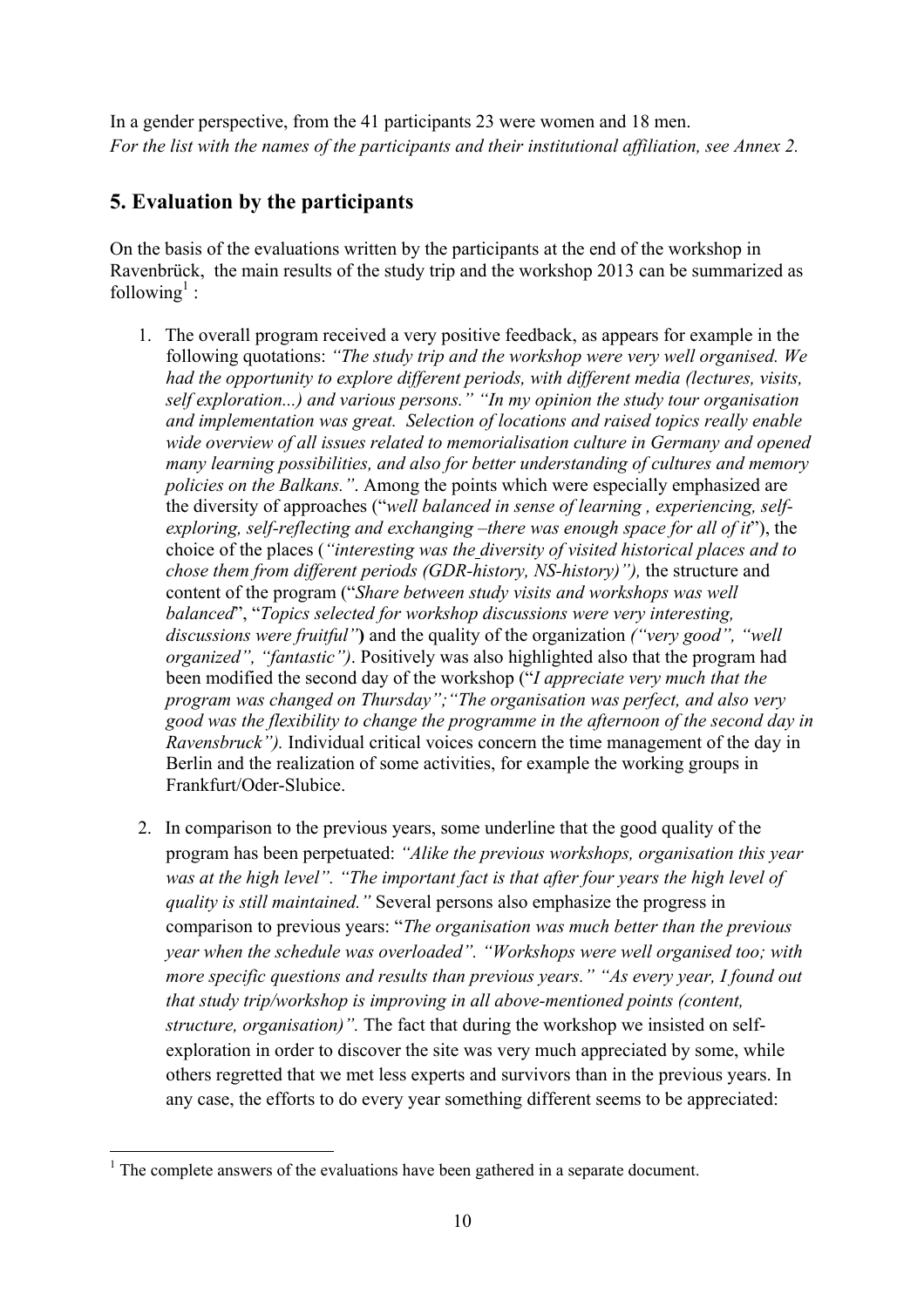In a gender perspective, from the 41 participants 23 were women and 18 men.
*For the list with the names of the participants and their institutional affiliation, see Annex 2.*

## 5. Evaluation by the participants

On the basis of the evaluations written by the participants at the end of the workshop in Ravenbrück, the main results of the study trip and the workshop 2013 can be summarized as following[1] :

1. The overall program received a very positive feedback, as appears for example in the following quotations: *"The study trip and the workshop were very well organised. We had the opportunity to explore different periods, with different media (lectures, visits, self exploration...) and various persons." "In my opinion the study tour organisation and implementation was great. Selection of locations and raised topics really enable wide overview of all issues related to memorialisation culture in Germany and opened many learning possibilities, and also for better understanding of cultures and memory policies on the Balkans."*. Among the points which were especially emphasized are the diversity of approaches ("*well balanced in sense of learning , experiencing, self-exploring, self-reflecting and exchanging –there was enough space for all of it*"), the choice of the places (*"interesting was the diversity of visited historical places and to chose them from different periods (GDR-history, NS-history)"),* the structure and content of the program ("*Share between study visits and workshops was well balanced*", "*Topics selected for workshop discussions were very interesting, discussions were fruitful"*) and the quality of the organization *("very good", "well organized", "fantastic")*. Positively was also highlighted also that the program had been modified the second day of the workshop ("*I appreciate very much that the program was changed on Thursday";"The organisation was perfect, and also very good was the flexibility to change the programme in the afternoon of the second day in Ravensbruck").* Individual critical voices concern the time management of the day in Berlin and the realization of some activities, for example the working groups in Frankfurt/Oder-Slubice.

2. In comparison to the previous years, some underline that the good quality of the program has been perpetuated: *"Alike the previous workshops, organisation this year was at the high level". "The important fact is that after four years the high level of quality is still maintained."* Several persons also emphasize the progress in comparison to previous years: "*The organisation was much better than the previous year when the schedule was overloaded". "Workshops were well organised too; with more specific questions and results than previous years." "As every year, I found out that study trip/workshop is improving in all above-mentioned points (content, structure, organisation)".* The fact that during the workshop we insisted on self-exploration in order to discover the site was very much appreciated by some, while others regretted that we met less experts and survivors than in the previous years. In any case, the efforts to do every year something different seems to be appreciated:

[1] The complete answers of the evaluations have been gathered in a separate document.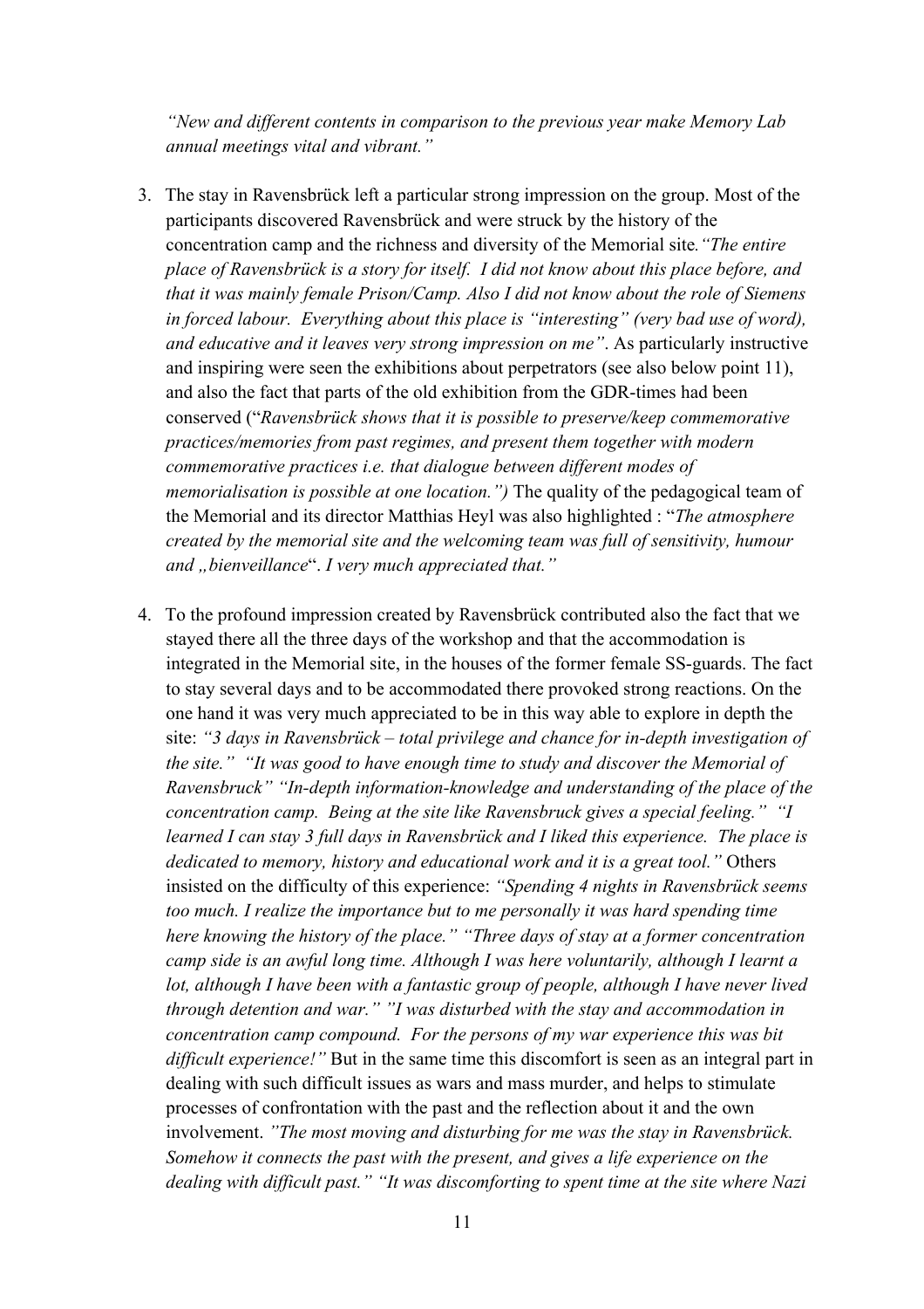*“New and different contents in comparison to the previous year make Memory Lab annual meetings vital and vibrant.”*

3. The stay in Ravensbrück left a particular strong impression on the group. Most of the participants discovered Ravensbrück and were struck by the history of the concentration camp and the richness and diversity of the Memorial site. *“The entire place of Ravensbrück is a story for itself. I did not know about this place before, and that it was mainly female Prison/Camp. Also I did not know about the role of Siemens in forced labour. Everything about this place is “interesting” (very bad use of word), and educative and it leaves very strong impression on me”*. As particularly instructive and inspiring were seen the exhibitions about perpetrators (see also below point 11), and also the fact that parts of the old exhibition from the GDR-times had been conserved (“*Ravensbrück shows that it is possible to preserve/keep commemorative practices/memories from past regimes, and present them together with modern commemorative practices i.e. that dialogue between different modes of memorialisation is possible at one location.”)* The quality of the pedagogical team of the Memorial and its director Matthias Heyl was also highlighted : “*The atmosphere created by the memorial site and the welcoming team was full of sensitivity, humour and „bienveillance*“. *I very much appreciated that.”*

4. To the profound impression created by Ravensbrück contributed also the fact that we stayed there all the three days of the workshop and that the accommodation is integrated in the Memorial site, in the houses of the former female SS-guards. The fact to stay several days and to be accommodated there provoked strong reactions. On the one hand it was very much appreciated to be in this way able to explore in depth the site: *“3 days in Ravensbrück – total privilege and chance for in-depth investigation of the site.” “It was good to have enough time to study and discover the Memorial of Ravensbruck” “In-depth information-knowledge and understanding of the place of the concentration camp. Being at the site like Ravensbruck gives a special feeling.” “I learned I can stay 3 full days in Ravensbrück and I liked this experience. The place is dedicated to memory, history and educational work and it is a great tool.”* Others insisted on the difficulty of this experience: *“Spending 4 nights in Ravensbrück seems too much. I realize the importance but to me personally it was hard spending time here knowing the history of the place.” “Three days of stay at a former concentration camp side is an awful long time. Although I was here voluntarily, although I learnt a lot, although I have been with a fantastic group of people, although I have never lived through detention and war.” ”I was disturbed with the stay and accommodation in concentration camp compound. For the persons of my war experience this was bit difficult experience!”* But in the same time this discomfort is seen as an integral part in dealing with such difficult issues as wars and mass murder, and helps to stimulate processes of confrontation with the past and the reflection about it and the own involvement. *”The most moving and disturbing for me was the stay in Ravensbrück. Somehow it connects the past with the present, and gives a life experience on the dealing with difficult past.” “It was discomforting to spent time at the site where Nazi*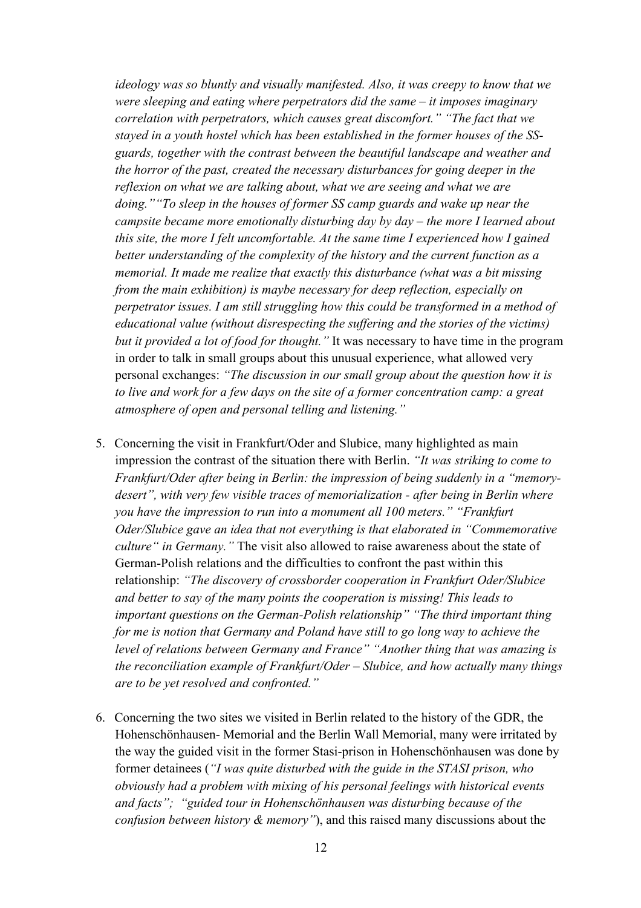*ideology was so bluntly and visually manifested. Also, it was creepy to know that we were sleeping and eating where perpetrators did the same – it imposes imaginary correlation with perpetrators, which causes great discomfort." "The fact that we stayed in a youth hostel which has been established in the former houses of the SS-guards, together with the contrast between the beautiful landscape and weather and the horror of the past, created the necessary disturbances for going deeper in the reflexion on what we are talking about, what we are seeing and what we are doing." "To sleep in the houses of former SS camp guards and wake up near the campsite became more emotionally disturbing day by day – the more I learned about this site, the more I felt uncomfortable. At the same time I experienced how I gained better understanding of the complexity of the history and the current function as a memorial. It made me realize that exactly this disturbance (what was a bit missing from the main exhibition) is maybe necessary for deep reflection, especially on perpetrator issues. I am still struggling how this could be transformed in a method of educational value (without disrespecting the suffering and the stories of the victims) but it provided a lot of food for thought."* It was necessary to have time in the program in order to talk in small groups about this unusual experience, what allowed very personal exchanges: *"The discussion in our small group about the question how it is to live and work for a few days on the site of a former concentration camp: a great atmosphere of open and personal telling and listening."*

5. Concerning the visit in Frankfurt/Oder and Slubice, many highlighted as main impression the contrast of the situation there with Berlin. *"It was striking to come to Frankfurt/Oder after being in Berlin: the impression of being suddenly in a "memory-desert", with very few visible traces of memorialization - after being in Berlin where you have the impression to run into a monument all 100 meters." "Frankfurt Oder/Slubice gave an idea that not everything is that elaborated in "Commemorative culture" in Germany."* The visit also allowed to raise awareness about the state of German-Polish relations and the difficulties to confront the past within this relationship: *"The discovery of crossborder cooperation in Frankfurt Oder/Slubice and better to say of the many points the cooperation is missing! This leads to important questions on the German-Polish relationship" "The third important thing for me is notion that Germany and Poland have still to go long way to achieve the level of relations between Germany and France" "Another thing that was amazing is the reconciliation example of Frankfurt/Oder – Slubice, and how actually many things are to be yet resolved and confronted."*

6. Concerning the two sites we visited in Berlin related to the history of the GDR, the Hohenschönhausen- Memorial and the Berlin Wall Memorial, many were irritated by the way the guided visit in the former Stasi-prison in Hohenschönhausen was done by former detainees (*"I was quite disturbed with the guide in the STASI prison, who obviously had a problem with mixing of his personal feelings with historical events and facts"; "guided tour in Hohenschönhausen was disturbing because of the confusion between history & memory"*), and this raised many discussions about the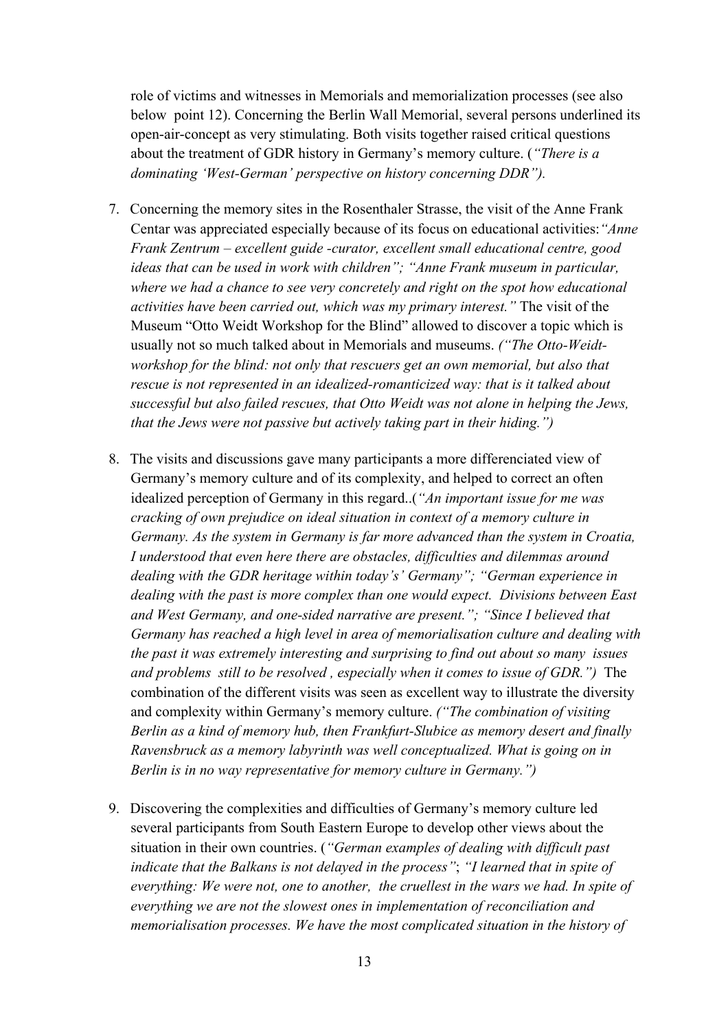role of victims and witnesses in Memorials and memorialization processes (see also below point 12). Concerning the Berlin Wall Memorial, several persons underlined its open-air-concept as very stimulating. Both visits together raised critical questions about the treatment of GDR history in Germany's memory culture. (*"There is a dominating 'West-German' perspective on history concerning DDR").*

7. Concerning the memory sites in the Rosenthaler Strasse, the visit of the Anne Frank Centar was appreciated especially because of its focus on educational activities:*"Anne Frank Zentrum – excellent guide -curator, excellent small educational centre, good ideas that can be used in work with children"; "Anne Frank museum in particular, where we had a chance to see very concretely and right on the spot how educational activities have been carried out, which was my primary interest."* The visit of the Museum "Otto Weidt Workshop for the Blind" allowed to discover a topic which is usually not so much talked about in Memorials and museums. *("The Otto-Weidt-workshop for the blind: not only that rescuers get an own memorial, but also that rescue is not represented in an idealized-romanticized way: that is it talked about successful but also failed rescues, that Otto Weidt was not alone in helping the Jews, that the Jews were not passive but actively taking part in their hiding.")*

8. The visits and discussions gave many participants a more differenciated view of Germany's memory culture and of its complexity, and helped to correct an often idealized perception of Germany in this regard..(*"An important issue for me was cracking of own prejudice on ideal situation in context of a memory culture in Germany. As the system in Germany is far more advanced than the system in Croatia, I understood that even here there are obstacles, difficulties and dilemmas around dealing with the GDR heritage within today's' Germany"; "German experience in dealing with the past is more complex than one would expect. Divisions between East and West Germany, and one-sided narrative are present."; "Since I believed that Germany has reached a high level in area of memorialisation culture and dealing with the past it was extremely interesting and surprising to find out about so many issues and problems still to be resolved , especially when it comes to issue of GDR.")* The combination of the different visits was seen as excellent way to illustrate the diversity and complexity within Germany's memory culture. *("The combination of visiting Berlin as a kind of memory hub, then Frankfurt-Slubice as memory desert and finally Ravensbruck as a memory labyrinth was well conceptualized. What is going on in Berlin is in no way representative for memory culture in Germany.")*

9. Discovering the complexities and difficulties of Germany's memory culture led several participants from South Eastern Europe to develop other views about the situation in their own countries. (*"German examples of dealing with difficult past indicate that the Balkans is not delayed in the process"*; *"I learned that in spite of everything: We were not, one to another, the cruellest in the wars we had. In spite of everything we are not the slowest ones in implementation of reconciliation and memorialisation processes. We have the most complicated situation in the history of*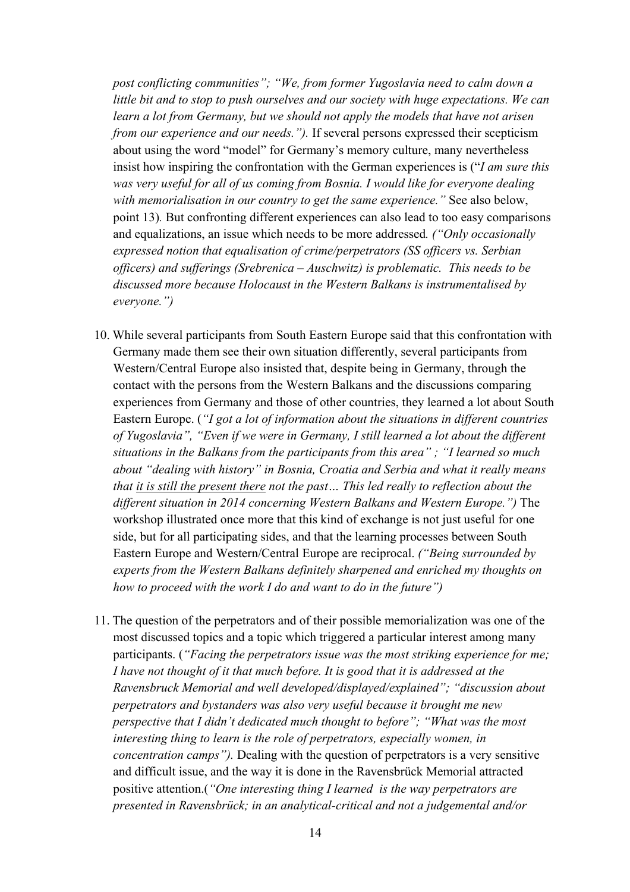*post conflicting communities"; "We, from former Yugoslavia need to calm down a little bit and to stop to push ourselves and our society with huge expectations. We can learn a lot from Germany, but we should not apply the models that have not arisen from our experience and our needs.").* If several persons expressed their scepticism about using the word "model" for Germany's memory culture, many nevertheless insist how inspiring the confrontation with the German experiences is ("*I am sure this was very useful for all of us coming from Bosnia. I would like for everyone dealing with memorialisation in our country to get the same experience."* See also below, point 13). But confronting different experiences can also lead to too easy comparisons and equalizations, an issue which needs to be more addressed. *("Only occasionally expressed notion that equalisation of crime/perpetrators (SS officers vs. Serbian officers) and sufferings (Srebrenica – Auschwitz) is problematic. This needs to be discussed more because Holocaust in the Western Balkans is instrumentalised by everyone.")*

10. While several participants from South Eastern Europe said that this confrontation with Germany made them see their own situation differently, several participants from Western/Central Europe also insisted that, despite being in Germany, through the contact with the persons from the Western Balkans and the discussions comparing experiences from Germany and those of other countries, they learned a lot about South Eastern Europe. (*"I got a lot of information about the situations in different countries of Yugoslavia", "Even if we were in Germany, I still learned a lot about the different situations in the Balkans from the participants from this area" ; "I learned so much about "dealing with history" in Bosnia, Croatia and Serbia and what it really means that <u>it is still the present there</u> not the past… This led really to reflection about the different situation in 2014 concerning Western Balkans and Western Europe.")* The workshop illustrated once more that this kind of exchange is not just useful for one side, but for all participating sides, and that the learning processes between South Eastern Europe and Western/Central Europe are reciprocal. *("Being surrounded by experts from the Western Balkans definitely sharpened and enriched my thoughts on how to proceed with the work I do and want to do in the future")*

11. The question of the perpetrators and of their possible memorialization was one of the most discussed topics and a topic which triggered a particular interest among many participants. (*"Facing the perpetrators issue was the most striking experience for me; I have not thought of it that much before. It is good that it is addressed at the Ravensbruck Memorial and well developed/displayed/explained"; "discussion about perpetrators and bystanders was also very useful because it brought me new perspective that I didn't dedicated much thought to before"; "What was the most interesting thing to learn is the role of perpetrators, especially women, in concentration camps").* Dealing with the question of perpetrators is a very sensitive and difficult issue, and the way it is done in the Ravensbrück Memorial attracted positive attention.(*"One interesting thing I learned is the way perpetrators are presented in Ravensbrück; in an analytical-critical and not a judgemental and/or*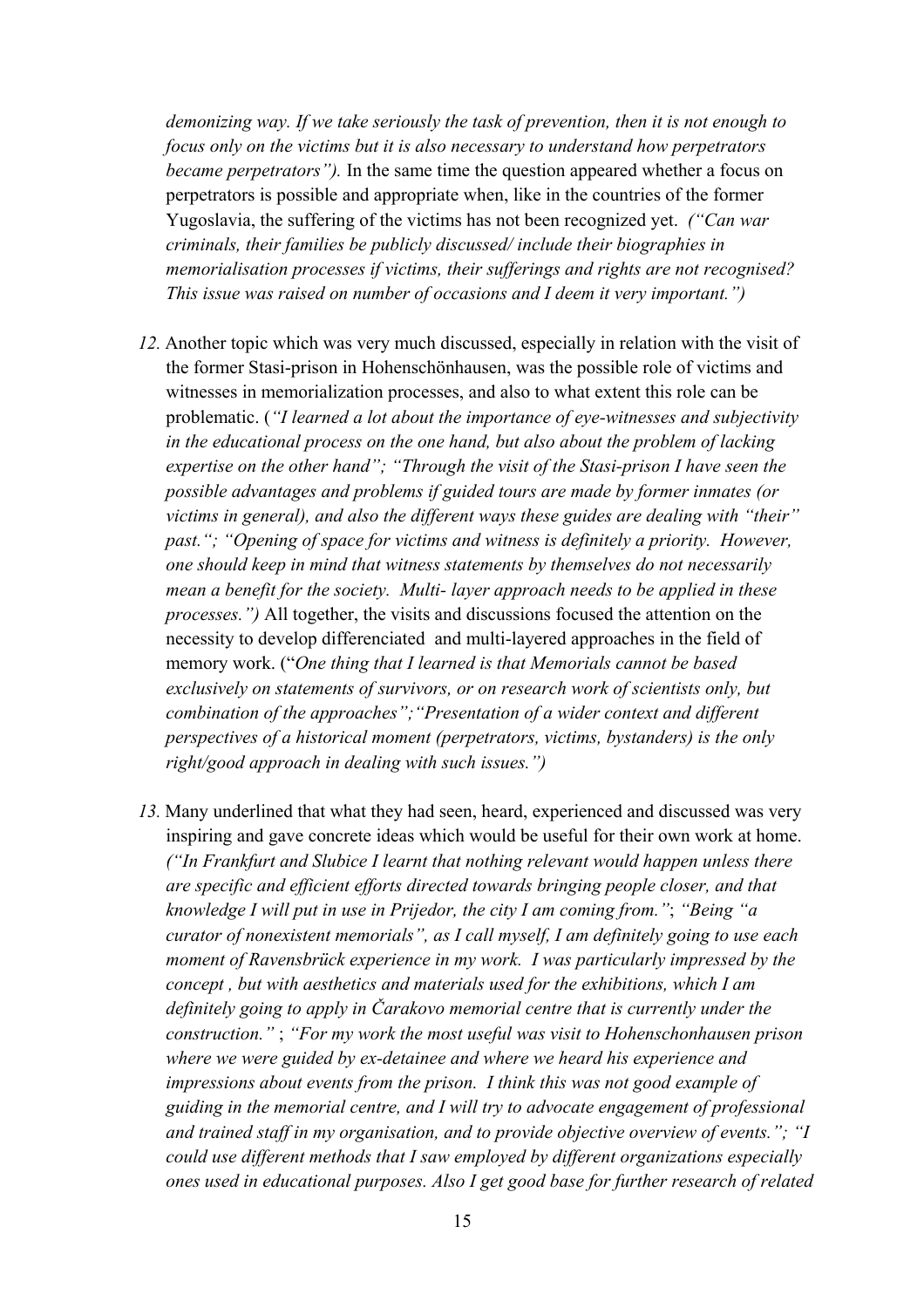*demonizing way. If we take seriously the task of prevention, then it is not enough to focus only on the victims but it is also necessary to understand how perpetrators became perpetrators").* In the same time the question appeared whether a focus on perpetrators is possible and appropriate when, like in the countries of the former Yugoslavia, the suffering of the victims has not been recognized yet. *("Can war criminals, their families be publicly discussed/ include their biographies in memorialisation processes if victims, their sufferings and rights are not recognised? This issue was raised on number of occasions and I deem it very important.")*

12. Another topic which was very much discussed, especially in relation with the visit of the former Stasi-prison in Hohenschönhausen, was the possible role of victims and witnesses in memorialization processes, and also to what extent this role can be problematic. (*"I learned a lot about the importance of eye-witnesses and subjectivity in the educational process on the one hand, but also about the problem of lacking expertise on the other hand"; "Through the visit of the Stasi-prison I have seen the possible advantages and problems if guided tours are made by former inmates (or victims in general), and also the different ways these guides are dealing with "their" past."; "Opening of space for victims and witness is definitely a priority. However, one should keep in mind that witness statements by themselves do not necessarily mean a benefit for the society. Multi- layer approach needs to be applied in these processes.")* All together, the visits and discussions focused the attention on the necessity to develop differenciated and multi-layered approaches in the field of memory work. ("*One thing that I learned is that Memorials cannot be based exclusively on statements of survivors, or on research work of scientists only, but combination of the approaches";"Presentation of a wider context and different perspectives of a historical moment (perpetrators, victims, bystanders) is the only right/good approach in dealing with such issues.")*

13. Many underlined that what they had seen, heard, experienced and discussed was very inspiring and gave concrete ideas which would be useful for their own work at home. *("In Frankfurt and Slubice I learnt that nothing relevant would happen unless there are specific and efficient efforts directed towards bringing people closer, and that knowledge I will put in use in Prijedor, the city I am coming from."*; *"Being "a curator of nonexistent memorials", as I call myself, I am definitely going to use each moment of Ravensbrück experience in my work. I was particularly impressed by the concept , but with aesthetics and materials used for the exhibitions, which I am definitely going to apply in Čarakovo memorial centre that is currently under the construction."* ; *"For my work the most useful was visit to Hohenschonhausen prison where we were guided by ex-detainee and where we heard his experience and impressions about events from the prison. I think this was not good example of guiding in the memorial centre, and I will try to advocate engagement of professional and trained staff in my organisation, and to provide objective overview of events."; "I could use different methods that I saw employed by different organizations especially ones used in educational purposes. Also I get good base for further research of related*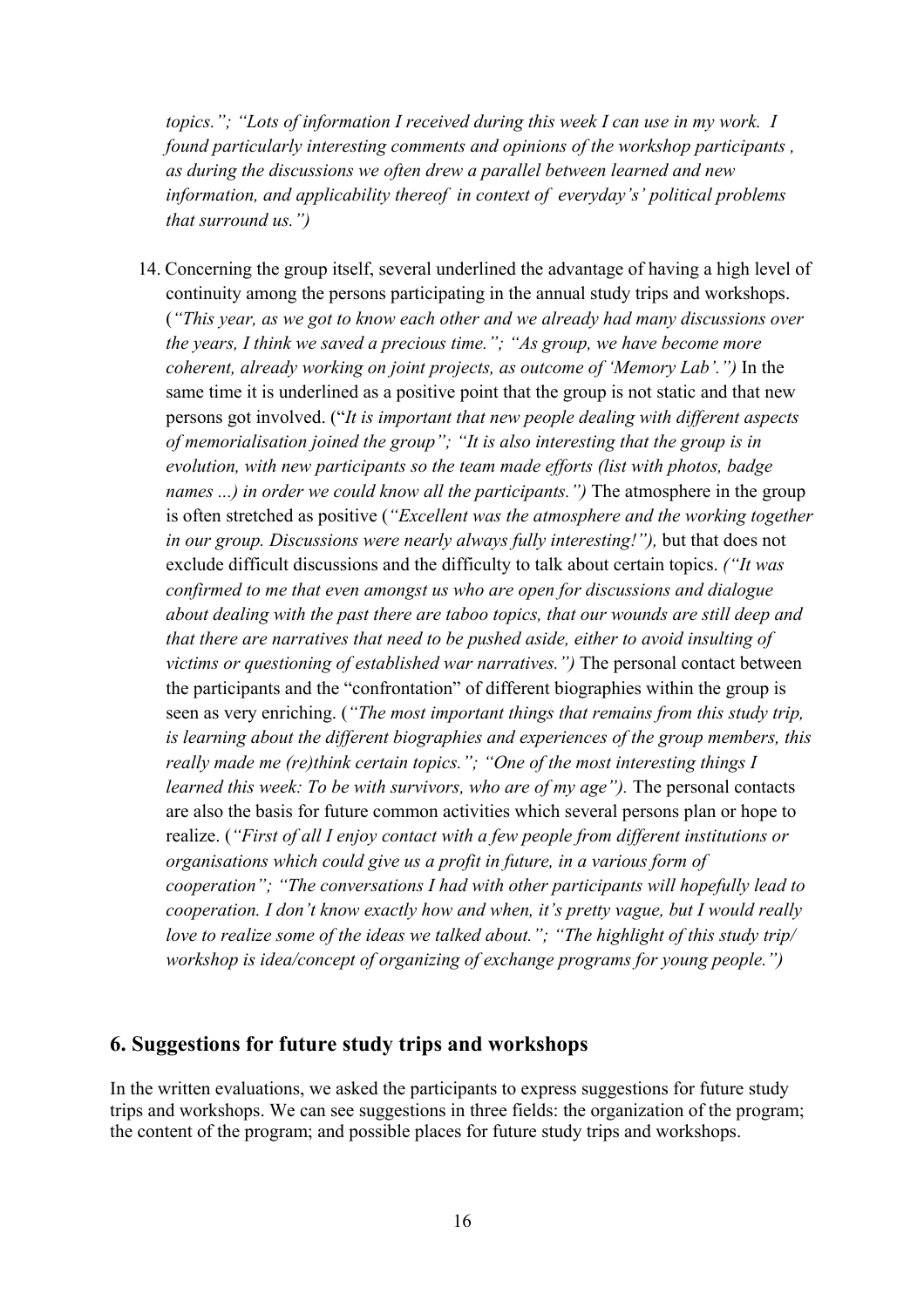*topics."; "Lots of information I received during this week I can use in my work. I found particularly interesting comments and opinions of the workshop participants , as during the discussions we often drew a parallel between learned and new information, and applicability thereof in context of everyday's' political problems that surround us.")*

14. Concerning the group itself, several underlined the advantage of having a high level of continuity among the persons participating in the annual study trips and workshops. (*"This year, as we got to know each other and we already had many discussions over the years, I think we saved a precious time."; "As group, we have become more coherent, already working on joint projects, as outcome of 'Memory Lab'.")* In the same time it is underlined as a positive point that the group is not static and that new persons got involved. ("*It is important that new people dealing with different aspects of memorialisation joined the group"; "It is also interesting that the group is in evolution, with new participants so the team made efforts (list with photos, badge names ...) in order we could know all the participants.")* The atmosphere in the group is often stretched as positive (*"Excellent was the atmosphere and the working together in our group. Discussions were nearly always fully interesting!"),* but that does not exclude difficult discussions and the difficulty to talk about certain topics. *("It was confirmed to me that even amongst us who are open for discussions and dialogue about dealing with the past there are taboo topics, that our wounds are still deep and that there are narratives that need to be pushed aside, either to avoid insulting of victims or questioning of established war narratives.")* The personal contact between the participants and the "confrontation" of different biographies within the group is seen as very enriching. (*"The most important things that remains from this study trip, is learning about the different biographies and experiences of the group members, this really made me (re)think certain topics."; "One of the most interesting things I learned this week: To be with survivors, who are of my age").* The personal contacts are also the basis for future common activities which several persons plan or hope to realize. (*"First of all I enjoy contact with a few people from different institutions or organisations which could give us a profit in future, in a various form of cooperation"; "The conversations I had with other participants will hopefully lead to cooperation. I don't know exactly how and when, it's pretty vague, but I would really love to realize some of the ideas we talked about."; "The highlight of this study trip/ workshop is idea/concept of organizing of exchange programs for young people.")*

## 6. Suggestions for future study trips and workshops

In the written evaluations, we asked the participants to express suggestions for future study trips and workshops. We can see suggestions in three fields: the organization of the program; the content of the program; and possible places for future study trips and workshops.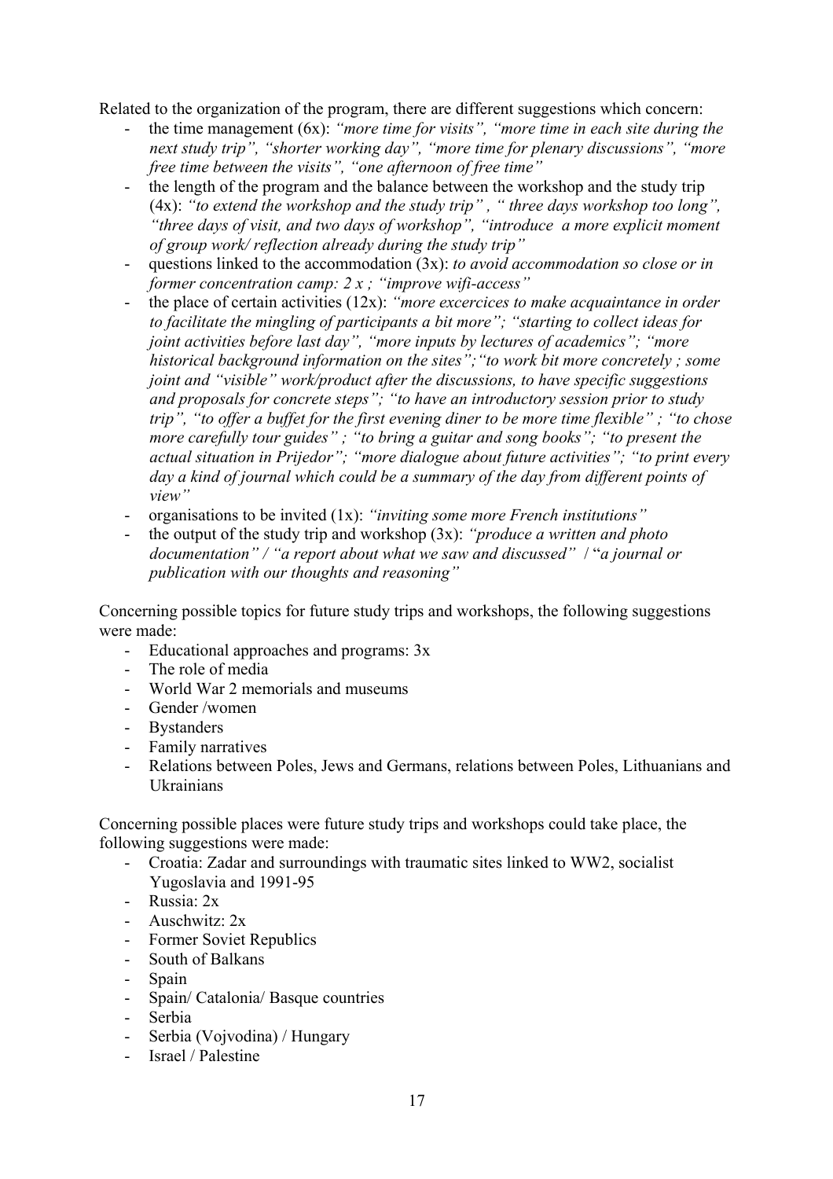Related to the organization of the program, there are different suggestions which concern:

- the time management (6x): *"more time for visits", "more time in each site during the next study trip", "shorter working day", "more time for plenary discussions", "more free time between the visits", "one afternoon of free time"*
- the length of the program and the balance between the workshop and the study trip (4x): *"to extend the workshop and the study trip" , " three days workshop too long", "three days of visit, and two days of workshop", "introduce a more explicit moment of group work/ reflection already during the study trip"*
- questions linked to the accommodation (3x): *to avoid accommodation so close or in former concentration camp: 2 x ; "improve wifi-access"*
- the place of certain activities (12x): *"more excercices to make acquaintance in order to facilitate the mingling of participants a bit more"; "starting to collect ideas for joint activities before last day", "more inputs by lectures of academics"; "more historical background information on the sites";"to work bit more concretely ; some joint and "visible" work/product after the discussions, to have specific suggestions and proposals for concrete steps"; "to have an introductory session prior to study trip", "to offer a buffet for the first evening diner to be more time flexible" ; "to chose more carefully tour guides" ; "to bring a guitar and song books"; "to present the actual situation in Prijedor"; "more dialogue about future activities"; "to print every day a kind of journal which could be a summary of the day from different points of view"*
- organisations to be invited (1x): *"inviting some more French institutions"*
- the output of the study trip and workshop (3x): *"produce a written and photo documentation" / "a report about what we saw and discussed"* / "*a journal or publication with our thoughts and reasoning"*

Concerning possible topics for future study trips and workshops, the following suggestions were made:

- Educational approaches and programs: 3x
- The role of media
- World War 2 memorials and museums
- Gender /women
- Bystanders
- Family narratives
- Relations between Poles, Jews and Germans, relations between Poles, Lithuanians and Ukrainians

Concerning possible places were future study trips and workshops could take place, the following suggestions were made:

- Croatia: Zadar and surroundings with traumatic sites linked to WW2, socialist Yugoslavia and 1991-95
- Russia: 2x
- Auschwitz: 2x
- Former Soviet Republics
- South of Balkans
- Spain
- Spain/ Catalonia/ Basque countries
- Serbia
- Serbia (Vojvodina) / Hungary
- Israel / Palestine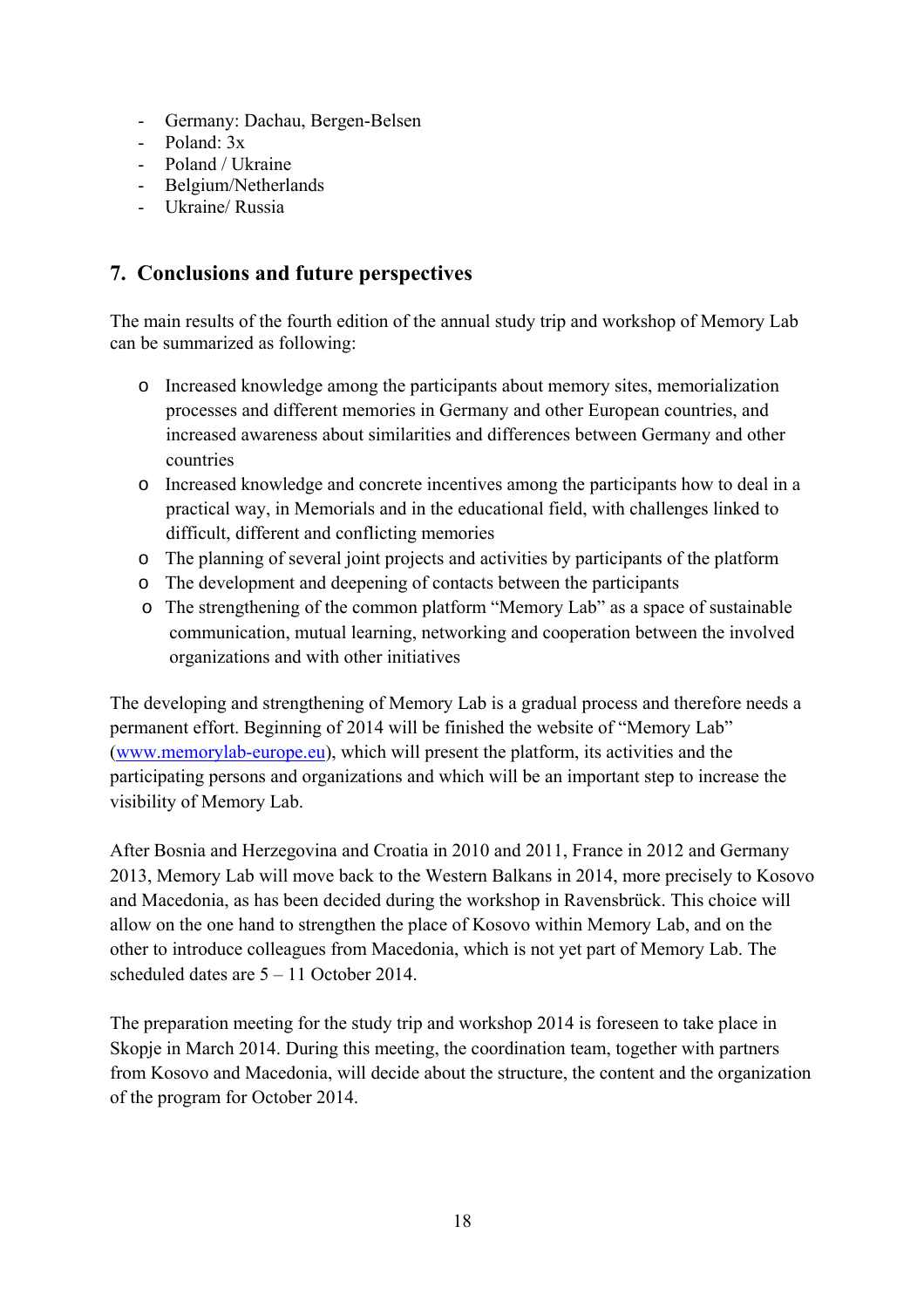- Germany: Dachau, Bergen-Belsen
- Poland: 3x
- Poland / Ukraine
- Belgium/Netherlands
- Ukraine/ Russia

## 7. Conclusions and future perspectives

The main results of the fourth edition of the annual study trip and workshop of Memory Lab can be summarized as following:

- Increased knowledge among the participants about memory sites, memorialization processes and different memories in Germany and other European countries, and increased awareness about similarities and differences between Germany and other countries
- Increased knowledge and concrete incentives among the participants how to deal in a practical way, in Memorials and in the educational field, with challenges linked to difficult, different and conflicting memories
- The planning of several joint projects and activities by participants of the platform
- The development and deepening of contacts between the participants
- The strengthening of the common platform "Memory Lab" as a space of sustainable communication, mutual learning, networking and cooperation between the involved organizations and with other initiatives

The developing and strengthening of Memory Lab is a gradual process and therefore needs a permanent effort. Beginning of 2014 will be finished the website of "Memory Lab" ([www.memorylab-europe.eu](http://www.memorylab-europe.eu)), which will present the platform, its activities and the participating persons and organizations and which will be an important step to increase the visibility of Memory Lab.

After Bosnia and Herzegovina and Croatia in 2010 and 2011, France in 2012 and Germany 2013, Memory Lab will move back to the Western Balkans in 2014, more precisely to Kosovo and Macedonia, as has been decided during the workshop in Ravensbrück. This choice will allow on the one hand to strengthen the place of Kosovo within Memory Lab, and on the other to introduce colleagues from Macedonia, which is not yet part of Memory Lab. The scheduled dates are 5 – 11 October 2014.

The preparation meeting for the study trip and workshop 2014 is foreseen to take place in Skopje in March 2014. During this meeting, the coordination team, together with partners from Kosovo and Macedonia, will decide about the structure, the content and the organization of the program for October 2014.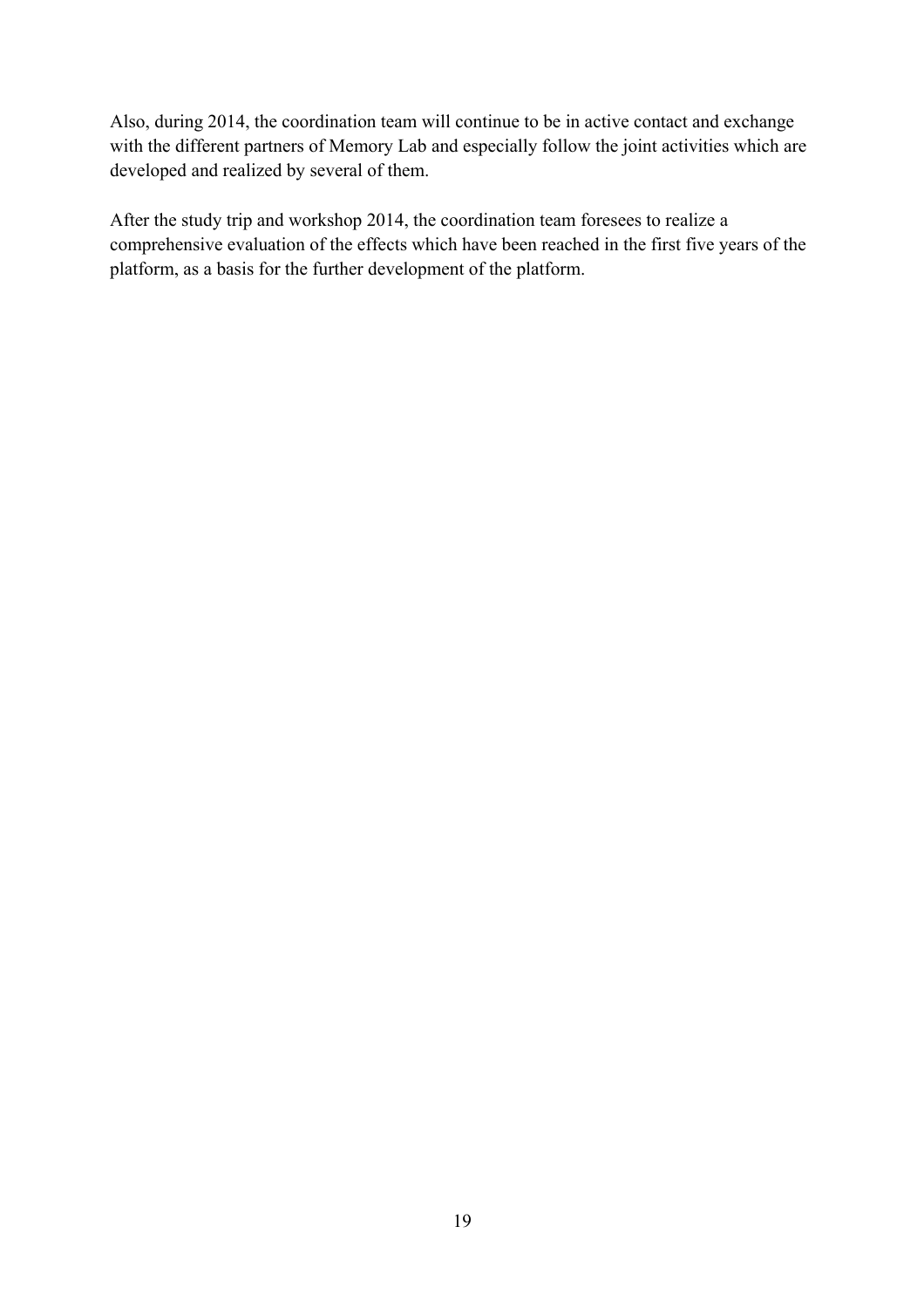Also, during 2014, the coordination team will continue to be in active contact and exchange with the different partners of Memory Lab and especially follow the joint activities which are developed and realized by several of them.

After the study trip and workshop 2014, the coordination team foresees to realize a comprehensive evaluation of the effects which have been reached in the first five years of the platform, as a basis for the further development of the platform.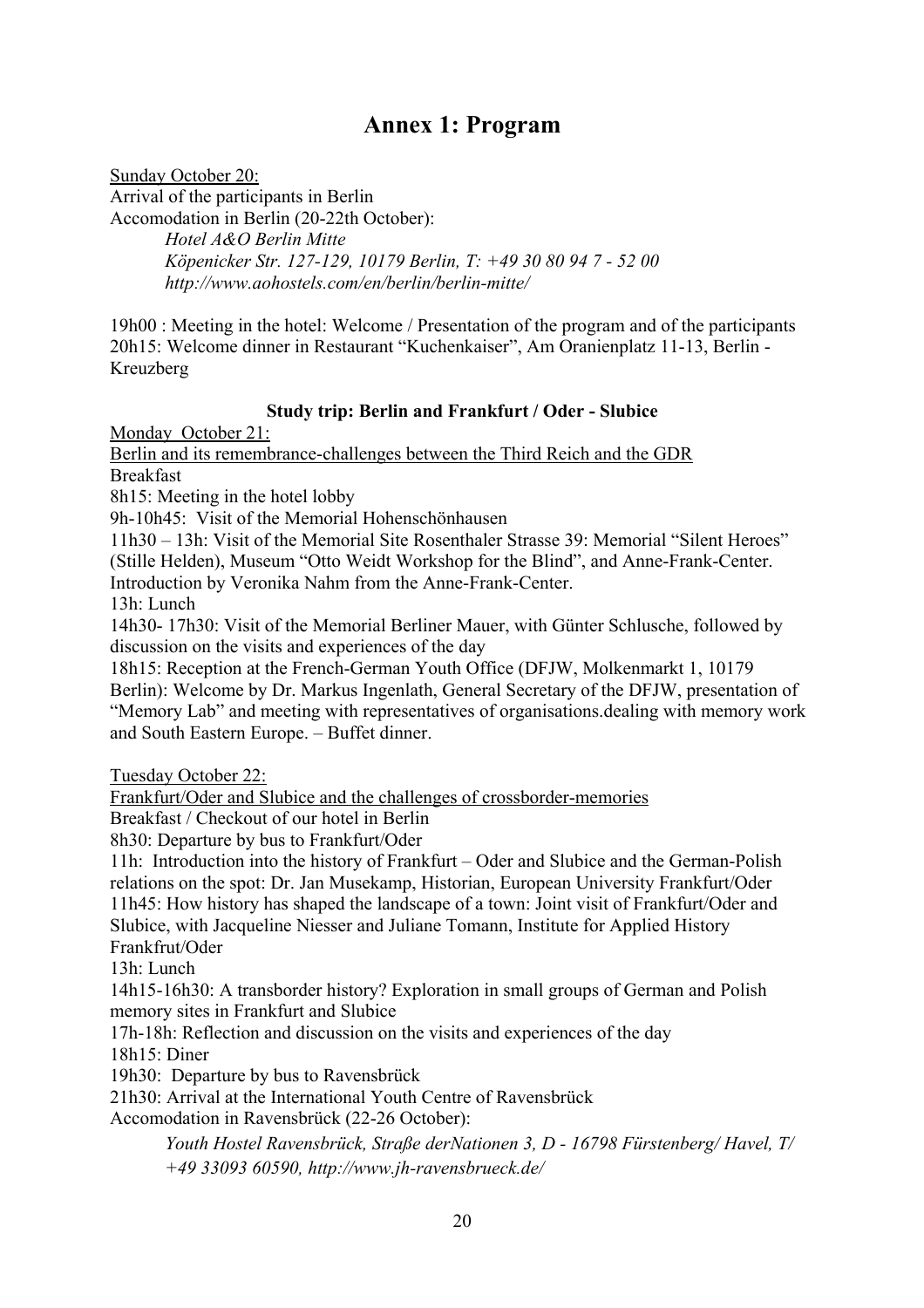# Annex 1: Program

Sunday October 20:
Arrival of the participants in Berlin
Accomodation in Berlin (20-22th October):

*Hotel A&O Berlin Mitte*
*Köpenicker Str. 127-129, 10179 Berlin, T: +49 30 80 94 7 - 52 00*
*http://www.aohostels.com/en/berlin/berlin-mitte/*

19h00 : Meeting in the hotel: Welcome / Presentation of the program and of the participants
20h15: Welcome dinner in Restaurant "Kuchenkaiser", Am Oranienplatz 11-13, Berlin - Kreuzberg

**Study trip: Berlin and Frankfurt / Oder - Slubice**

Monday October 21:
Berlin and its remembrance-challenges between the Third Reich and the GDR
Breakfast
8h15: Meeting in the hotel lobby
9h-10h45: Visit of the Memorial Hohenschönhausen
11h30 – 13h: Visit of the Memorial Site Rosenthaler Strasse 39: Memorial "Silent Heroes" (Stille Helden), Museum "Otto Weidt Workshop for the Blind", and Anne-Frank-Center. Introduction by Veronika Nahm from the Anne-Frank-Center.
13h: Lunch
14h30- 17h30: Visit of the Memorial Berliner Mauer, with Günter Schlusche, followed by discussion on the visits and experiences of the day
18h15: Reception at the French-German Youth Office (DFJW, Molkenmarkt 1, 10179 Berlin): Welcome by Dr. Markus Ingenlath, General Secretary of the DFJW, presentation of "Memory Lab" and meeting with representatives of organisations.dealing with memory work and South Eastern Europe. – Buffet dinner.

Tuesday October 22:
Frankfurt/Oder and Slubice and the challenges of crossborder-memories
Breakfast / Checkout of our hotel in Berlin
8h30: Departure by bus to Frankfurt/Oder
11h: Introduction into the history of Frankfurt – Oder and Slubice and the German-Polish relations on the spot: Dr. Jan Musekamp, Historian, European University Frankfurt/Oder
11h45: How history has shaped the landscape of a town: Joint visit of Frankfurt/Oder and Slubice, with Jacqueline Niesser and Juliane Tomann, Institute for Applied History Frankfrut/Oder
13h: Lunch
14h15-16h30: A transborder history? Exploration in small groups of German and Polish memory sites in Frankfurt and Slubice
17h-18h: Reflection and discussion on the visits and experiences of the day
18h15: Diner
19h30: Departure by bus to Ravensbrück
21h30: Arrival at the International Youth Centre of Ravensbrück
Accomodation in Ravensbrück (22-26 October):

*Youth Hostel Ravensbrück, Straße derNationen 3, D - 16798 Fürstenberg/ Havel, T/ +49 33093 60590, http://www.jh-ravensbrueck.de/*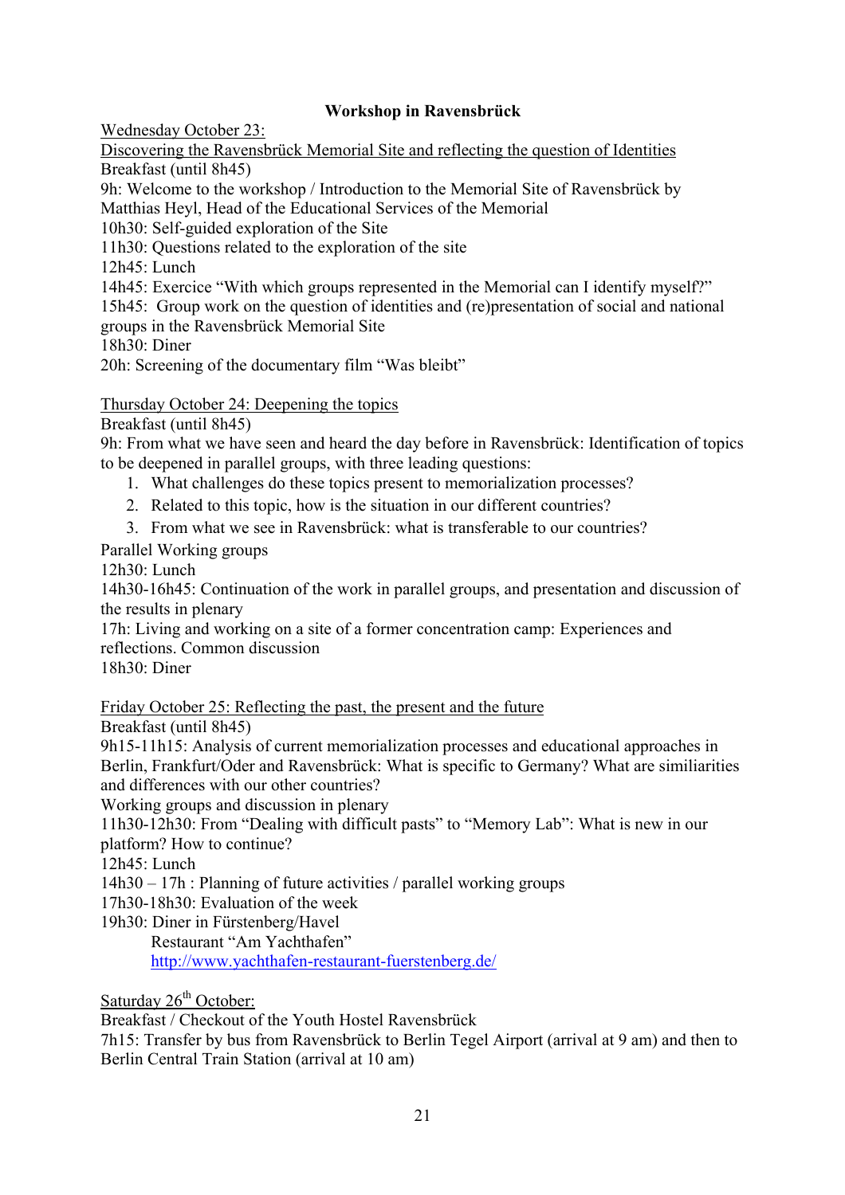**Workshop in Ravensbrück**

Wednesday October 23:

Discovering the Ravensbrück Memorial Site and reflecting the question of Identities

Breakfast (until 8h45)

9h: Welcome to the workshop / Introduction to the Memorial Site of Ravensbrück by Matthias Heyl, Head of the Educational Services of the Memorial

10h30: Self-guided exploration of the Site

11h30: Questions related to the exploration of the site

12h45: Lunch

14h45: Exercice "With which groups represented in the Memorial can I identify myself?"

15h45: Group work on the question of identities and (re)presentation of social and national groups in the Ravensbrück Memorial Site

18h30: Diner

20h: Screening of the documentary film "Was bleibt"

Thursday October 24: Deepening the topics

Breakfast (until 8h45)

9h: From what we have seen and heard the day before in Ravensbrück: Identification of topics to be deepened in parallel groups, with three leading questions:

1. What challenges do these topics present to memorialization processes?
2. Related to this topic, how is the situation in our different countries?
3. From what we see in Ravensbrück: what is transferable to our countries?

Parallel Working groups

12h30: Lunch

14h30-16h45: Continuation of the work in parallel groups, and presentation and discussion of the results in plenary

17h: Living and working on a site of a former concentration camp: Experiences and reflections. Common discussion

18h30: Diner

Friday October 25: Reflecting the past, the present and the future

Breakfast (until 8h45)

9h15-11h15: Analysis of current memorialization processes and educational approaches in Berlin, Frankfurt/Oder and Ravensbrück: What is specific to Germany? What are similiarities and differences with our other countries?

Working groups and discussion in plenary

11h30-12h30: From "Dealing with difficult pasts" to "Memory Lab": What is new in our platform? How to continue?

12h45: Lunch

14h30 – 17h : Planning of future activities / parallel working groups

17h30-18h30: Evaluation of the week

19h30: Diner in Fürstenberg/Havel

Restaurant "Am Yachthafen"

http://www.yachthafen-restaurant-fuerstenberg.de/

Saturday 26th October:

Breakfast / Checkout of the Youth Hostel Ravensbrück

7h15: Transfer by bus from Ravensbrück to Berlin Tegel Airport (arrival at 9 am) and then to Berlin Central Train Station (arrival at 10 am)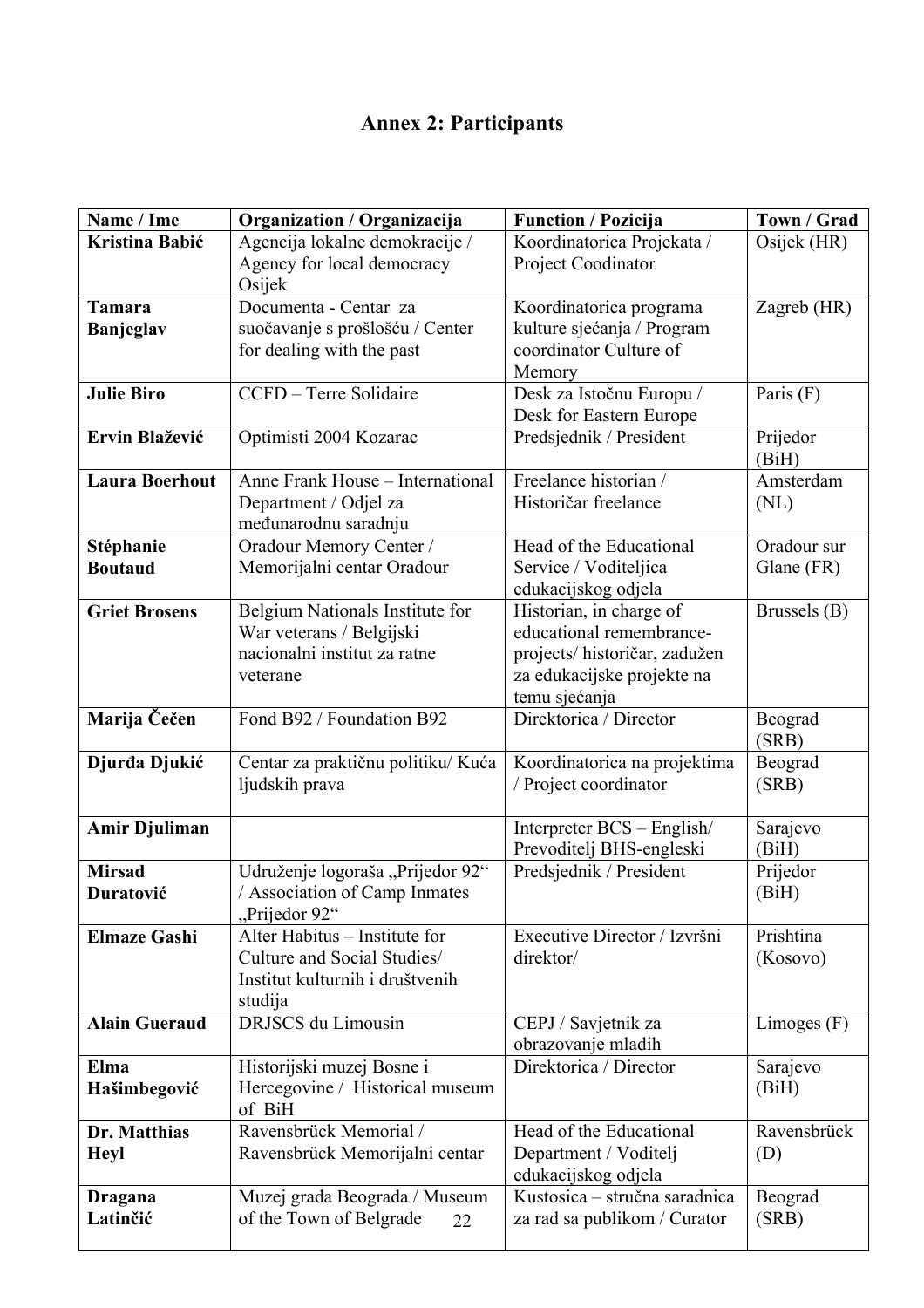# Annex 2: Participants

| Name / Ime | Organization / Organizacija | Function / Pozicija | Town / Grad |
|---|---|---|---|
| **Kristina Babić** | Agencija lokalne demokracije / Agency for local democracy Osijek | Koordinatorica Projekata / Project Coodinator | Osijek (HR) |
| **Tamara Banjeglav** | Documenta - Centar za suočavanje s prošlošću / Center for dealing with the past | Koordinatorica programa kulture sjećanja / Program coordinator Culture of Memory | Zagreb (HR) |
| **Julie Biro** | CCFD – Terre Solidaire | Desk za Istočnu Europu / Desk for Eastern Europe | Paris (F) |
| **Ervin Blažević** | Optimisti 2004 Kozarac | Predsjednik / President | Prijedor (BiH) |
| **Laura Boerhout** | Anne Frank House – International Department / Odjel za međunarodnu saradnju | Freelance historian / Historičar freelance | Amsterdam (NL) |
| **Stéphanie Boutaud** | Oradour Memory Center / Memorijalni centar Oradour | Head of the Educational Service / Voditeljica edukacijskog odjela | Oradour sur Glane (FR) |
| **Griet Brosens** | Belgium Nationals Institute for War veterans / Belgijski nacionalni institut za ratne veterane | Historian, in charge of educational remembrance-projects/ historičar, zadužen za edukacijske projekte na temu sjećanja | Brussels (B) |
| **Marija Čečen** | Fond B92 / Foundation B92 | Direktorica / Director | Beograd (SRB) |
| **Djurđa Djukić** | Centar za praktičnu politiku/ Kuća ljudskih prava | Koordinatorica na projektima / Project coordinator | Beograd (SRB) |
| **Amir Djuliman** | | Interpreter BCS – English/ Prevoditelj BHS-engleski | Sarajevo (BiH) |
| **Mirsad Duratović** | Udruženje logoraša „Prijedor 92" / Association of Camp Inmates „Prijedor 92" | Predsjednik / President | Prijedor (BiH) |
| **Elmaze Gashi** | Alter Habitus – Institute for Culture and Social Studies/ Institut kulturnih i društvenih studija | Executive Director / Izvršni direktor/ | Prishtina (Kosovo) |
| **Alain Gueraud** | DRJSCS du Limousin | CEPJ / Savjetnik za obrazovanje mladih | Limoges (F) |
| **Elma Hašimbegović** | Historijski muzej Bosne i Hercegovine / Historical museum of BiH | Direktorica / Director | Sarajevo (BiH) |
| **Dr. Matthias Heyl** | Ravensbrück Memorial / Ravensbrück Memorijalni centar | Head of the Educational Department / Voditelj edukacijskog odjela | Ravensbrück (D) |
| **Dragana Latinčić** | Muzej grada Beograda / Museum of the Town of Belgrade | Kustosica – stručna saradnica za rad sa publikom / Curator | Beograd (SRB) |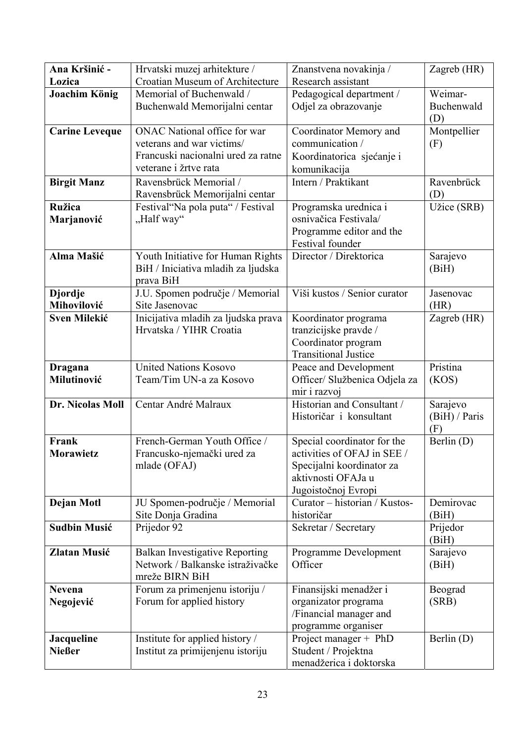| **Ana Kršinić - Lozica** | Hrvatski muzej arhitekture / Croatian Museum of Architecture | Znanstvena novakinja / Research assistant | Zagreb (HR) |
|---|---|---|---|
| **Joachim König** | Memorial of Buchenwald / Buchenwald Memorijalni centar | Pedagogical department / Odjel za obrazovanje | Weimar-Buchenwald (D) |
| **Carine Leveque** | ONAC National office for war veterans and war victims/ Francuski nacionalni ured za ratne veterane i žrtve rata | Coordinator Memory and communication / Koordinatorica sjećanje i komunikacija | Montpellier (F) |
| **Birgit Manz** | Ravensbrück Memorial / Ravensbrück Memorijalni centar | Intern / Praktikant | Ravenbrück (D) |
| **Ružica Marjanović** | Festival"Na pola puta" / Festival „Half way" | Programska urednica i osnivačica Festivala/ Programme editor and the Festival founder | Užice (SRB) |
| **Alma Mašić** | Youth Initiative for Human Rights BiH / Iniciativa mladih za ljudska prava BiH | Director / Direktorica | Sarajevo (BiH) |
| **Djordje Mihovilović** | J.U. Spomen područje / Memorial Site Jasenovac | Viši kustos / Senior curator | Jasenovac (HR) |
| **Sven Milekić** | Inicijativa mladih za ljudska prava Hrvatska / YIHR Croatia | Koordinator programa tranzicijske pravde / Coordinator program Transitional Justice | Zagreb (HR) |
| **Dragana Milutinović** | United Nations Kosovo Team/Tim UN-a za Kosovo | Peace and Development Officer/ Službenica Odjela za mir i razvoj | Pristina (KOS) |
| **Dr. Nicolas Moll** | Centar André Malraux | Historian and Consultant / Historičar i konsultant | Sarajevo (BiH) / Paris (F) |
| **Frank Morawietz** | French-German Youth Office / Francusko-njemački ured za mlade (OFAJ) | Special coordinator for the activities of OFAJ in SEE / Specijalni koordinator za aktivnosti OFAJa u Jugoistočnoj Evropi | Berlin (D) |
| **Dejan Motl** | JU Spomen-područje / Memorial Site Donja Gradina | Curator – historian / Kustos-historičar | Demirovac (BiH) |
| **Sudbin Musić** | Prijedor 92 | Sekretar / Secretary | Prijedor (BiH) |
| **Zlatan Musić** | Balkan Investigative Reporting Network / Balkanske istraživačke mreže BIRN BiH | Programme Development Officer | Sarajevo (BiH) |
| **Nevena Negojević** | Forum za primenjenu istoriju / Forum for applied history | Finansijski menadžer i organizator programa /Financial manager and programme organiser | Beograd (SRB) |
| **Jacqueline Nießer** | Institute for applied history / Institut za primijenjenu istoriju | Project manager + PhD Student / Projektna menadžerica i doktorska | Berlin (D) |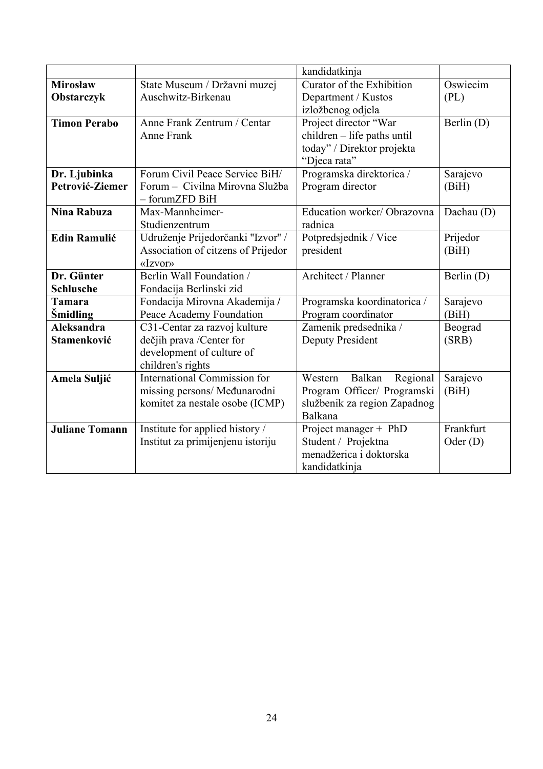| | | | |
|---|---|---|---|
| | | kandidatkinja | |
| **Mirosław Obstarczyk** | State Museum / Državni muzej Auschwitz-Birkenau | Curator of the Exhibition Department / Kustos izložbenog odjela | Oswiecim (PL) |
| **Timon Perabo** | Anne Frank Zentrum / Centar Anne Frank | Project director "War children – life paths until today" / Direktor projekta "Djeca rata" | Berlin (D) |
| **Dr. Ljubinka Petrović-Ziemer** | Forum Civil Peace Service BiH/ Forum – Civilna Mirovna Služba – forumZFD BiH | Programska direktorica / Program director | Sarajevo (BiH) |
| **Nina Rabuza** | Max-Mannheimer-Studienzentrum | Education worker/ Obrazovna radnica | Dachau (D) |
| **Edin Ramulić** | Udruženje Prijedorčanki "Izvor" / Association of citzens of Prijedor «Izvor» | Potpredsjednik / Vice president | Prijedor (BiH) |
| **Dr. Günter Schlusche** | Berlin Wall Foundation / Fondacija Berlinski zid | Architect / Planner | Berlin (D) |
| **Tamara Šmidling** | Fondacija Mirovna Akademija / Peace Academy Foundation | Programska koordinatorica / Program coordinator | Sarajevo (BiH) |
| **Aleksandra Stamenković** | C31-Centar za razvoj kulture dečjih prava /Center for development of culture of children's rights | Zamenik predsednika / Deputy President | Beograd (SRB) |
| **Amela Suljić** | International Commission for missing persons/ Međunarodni komitet za nestale osobe (ICMP) | Western Balkan Regional Program Officer/ Programski službenik za region Zapadnog Balkana | Sarajevo (BiH) |
| **Juliane Tomann** | Institute for applied history / Institut za primijenjenu istoriju | Project manager + PhD Student / Projektna menadžerica i doktorska kandidatkinja | Frankfurt Oder (D) |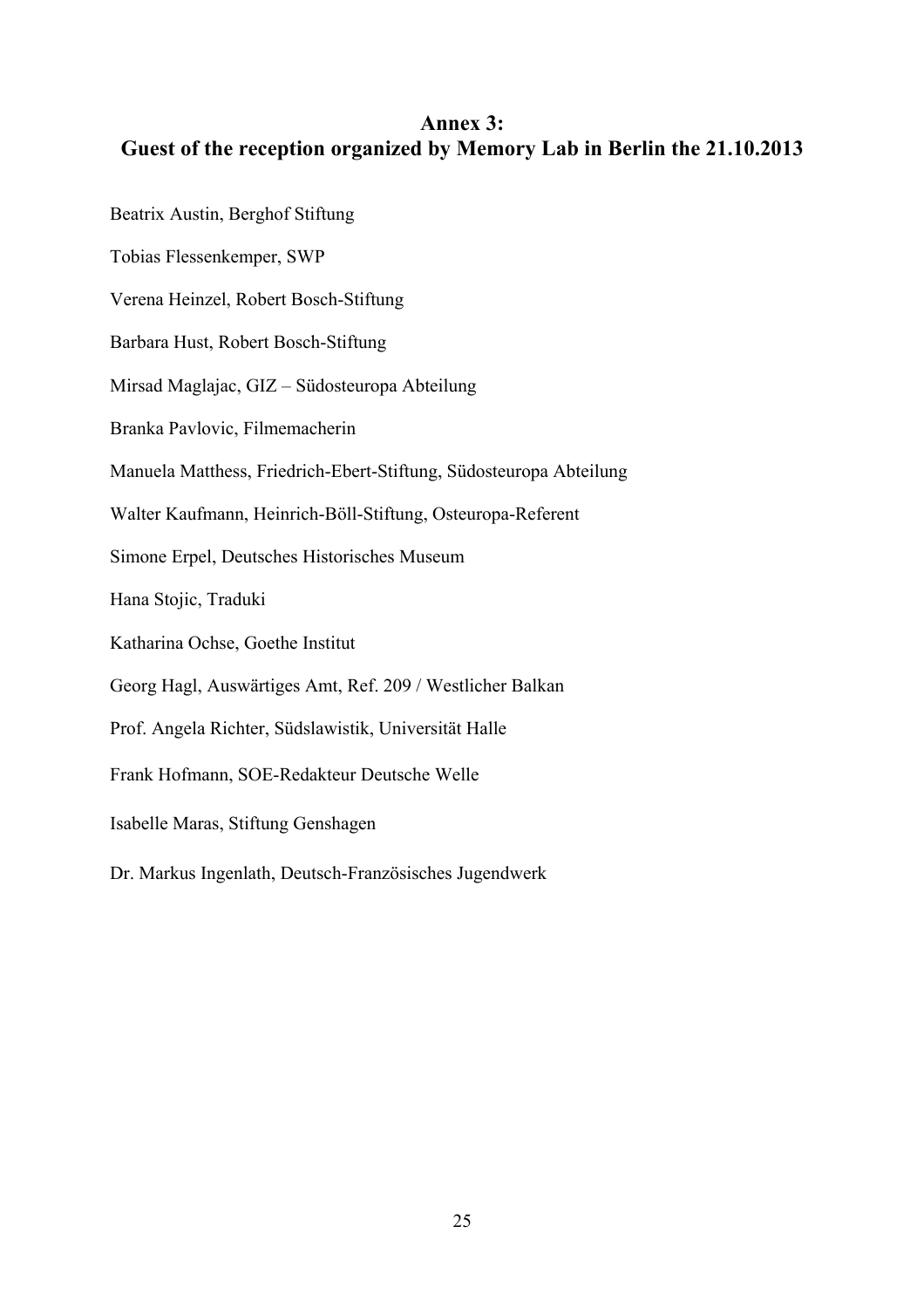## Annex 3:
## Guest of the reception organized by Memory Lab in Berlin the 21.10.2013

Beatrix Austin, Berghof Stiftung

Tobias Flessenkemper, SWP

Verena Heinzel, Robert Bosch-Stiftung

Barbara Hust, Robert Bosch-Stiftung

Mirsad Maglajac, GIZ – Südosteuropa Abteilung

Branka Pavlovic, Filmemacherin

Manuela Matthess, Friedrich-Ebert-Stiftung, Südosteuropa Abteilung

Walter Kaufmann, Heinrich-Böll-Stiftung, Osteuropa-Referent

Simone Erpel, Deutsches Historisches Museum

Hana Stojic, Traduki

Katharina Ochse, Goethe Institut

Georg Hagl, Auswärtiges Amt, Ref. 209 / Westlicher Balkan

Prof. Angela Richter, Südslawistik, Universität Halle

Frank Hofmann, SOE-Redakteur Deutsche Welle

Isabelle Maras, Stiftung Genshagen

Dr. Markus Ingenlath, Deutsch-Französisches Jugendwerk